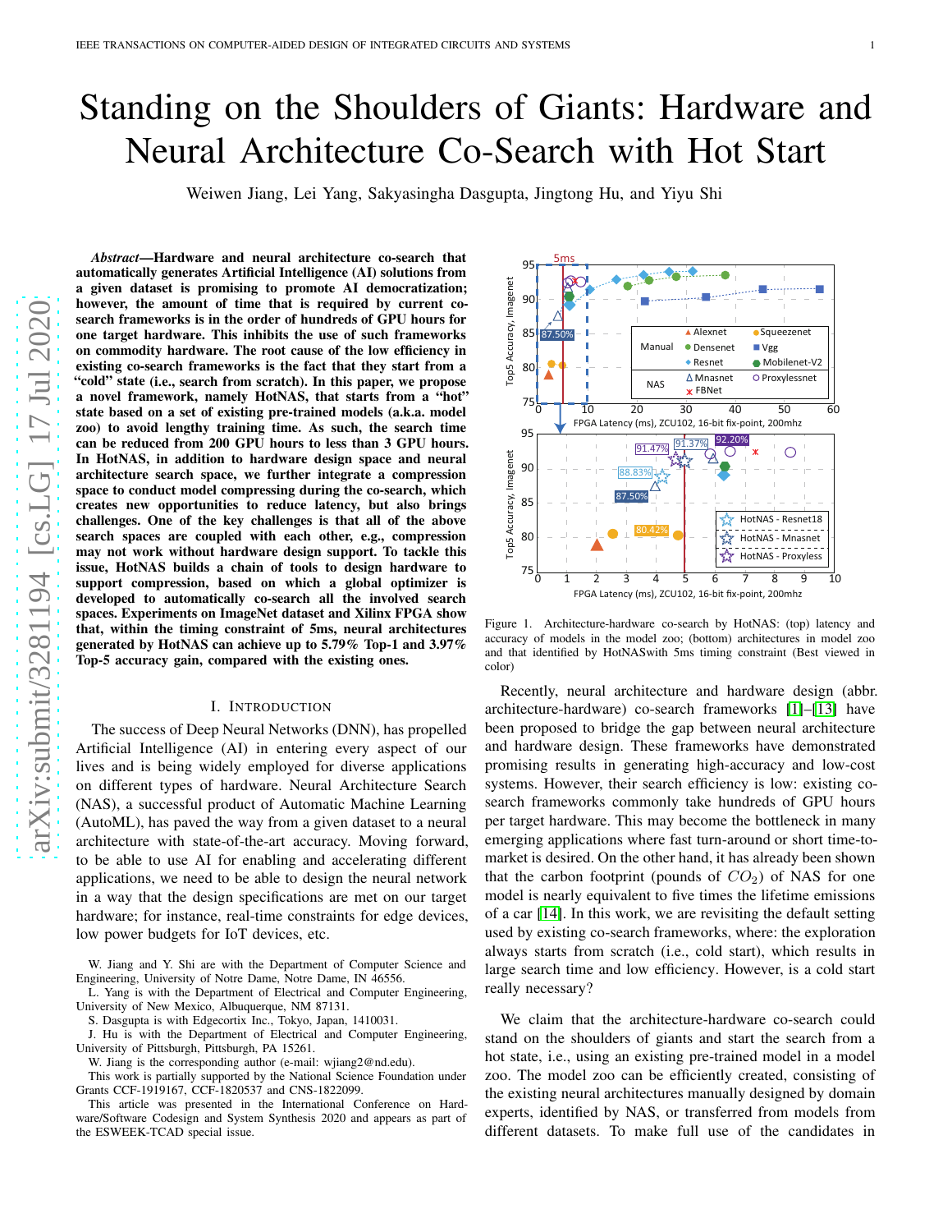# Standing on the Shoulders of Giants: Hardware and Neural Architecture Co-Search with Hot Start

Weiwen Jiang, Lei Yang, Sakyasingha Dasgupta, Jingtong Hu, and Yiyu Shi

***Abstract*—Hardware and neural architecture co-search that automatically generates Artificial Intelligence (AI) solutions from a given dataset is promising to promote AI democratization; however, the amount of time that is required by current co-search frameworks is in the order of hundreds of GPU hours for one target hardware. This inhibits the use of such frameworks on commodity hardware. The root cause of the low efficiency in existing co-search frameworks is the fact that they start from a "cold" state (i.e., search from scratch). In this paper, we propose a novel framework, namely HotNAS, that starts from a "hot" state based on a set of existing pre-trained models (a.k.a. model zoo) to avoid lengthy training time. As such, the search time can be reduced from 200 GPU hours to less than 3 GPU hours. In HotNAS, in addition to hardware design space and neural architecture search space, we further integrate a compression space to conduct model compressing during the co-search, which creates new opportunities to reduce latency, but also brings challenges. One of the key challenges is that all of the above search spaces are coupled with each other, e.g., compression may not work without hardware design support. To tackle this issue, HotNAS builds a chain of tools to design hardware to support compression, based on which a global optimizer is developed to automatically co-search all the involved search spaces. Experiments on ImageNet dataset and Xilinx FPGA show that, within the timing constraint of 5ms, neural architectures generated by HotNAS can achieve up to 5.79% Top-1 and 3.97% Top-5 accuracy gain, compared with the existing ones.**

## I. Introduction

The success of Deep Neural Networks (DNN), has propelled Artificial Intelligence (AI) in entering every aspect of our lives and is being widely employed for diverse applications on different types of hardware. Neural Architecture Search (NAS), a successful product of Automatic Machine Learning (AutoML), has paved the way from a given dataset to a neural architecture with state-of-the-art accuracy. Moving forward, to be able to use AI for enabling and accelerating different applications, we need to be able to design the neural network in a way that the design specifications are met on our target hardware; for instance, real-time constraints for edge devices, low power budgets for IoT devices, etc.

W. Jiang and Y. Shi are with the Department of Computer Science and Engineering, University of Notre Dame, Notre Dame, IN 46556.

L. Yang is with the Department of Electrical and Computer Engineering, University of New Mexico, Albuquerque, NM 87131.

S. Dasgupta is with Edgecortix Inc., Tokyo, Japan, 1410031.

J. Hu is with the Department of Electrical and Computer Engineering, University of Pittsburgh, Pittsburgh, PA 15261.

W. Jiang is the corresponding author (e-mail: wjiang2@nd.edu).

This work is partially supported by the National Science Foundation under Grants CCF-1919167, CCF-1820537 and CNS-1822099.

This article was presented in the International Conference on Hardware/Software Codesign and System Synthesis 2020 and appears as part of the ESWEEK-TCAD special issue.

Figure 1. Architecture-hardware co-search by HotNAS: (top) latency and accuracy of models in the model zoo; (bottom) architectures in model zoo and that identified by HotNASwith 5ms timing constraint (Best viewed in color)

Recently, neural architecture and hardware design (abbr. architecture-hardware) co-search frameworks [1]–[13] have been proposed to bridge the gap between neural architecture and hardware design. These frameworks have demonstrated promising results in generating high-accuracy and low-cost systems. However, their search efficiency is low: existing co-search frameworks commonly take hundreds of GPU hours per target hardware. This may become the bottleneck in many emerging applications where fast turn-around or short time-to-market is desired. On the other hand, it has already been shown that the carbon footprint (pounds of $CO_2$) of NAS for one model is nearly equivalent to five times the lifetime emissions of a car [14]. In this work, we are revisiting the default setting used by existing co-search frameworks, where: the exploration always starts from scratch (i.e., cold start), which results in large search time and low efficiency. However, is a cold start really necessary?

We claim that the architecture-hardware co-search could stand on the shoulders of giants and start the search from a hot state, i.e., using an existing pre-trained model in a model zoo. The model zoo can be efficiently created, consisting of the existing neural architectures manually designed by domain experts, identified by NAS, or transferred from models from different datasets. To make full use of the candidates in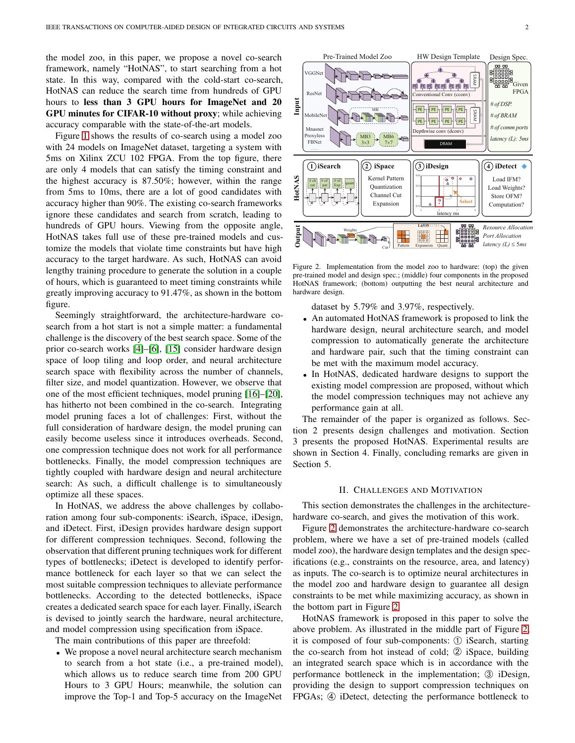the model zoo, in this paper, we propose a novel co-search framework, namely "HotNAS", to start searching from a hot state. In this way, compared with the cold-start co-search, HotNAS can reduce the search time from hundreds of GPU hours to **less than 3 GPU hours for ImageNet and 20 GPU minutes for CIFAR-10 without proxy**; while achieving accuracy comparable with the state-of-the-art models.

Figure 1 shows the results of co-search using a model zoo with 24 models on ImageNet dataset, targeting a system with 5ms on Xilinx ZCU 102 FPGA. From the top figure, there are only 4 models that can satisfy the timing constraint and the highest accuracy is 87.50%; however, within the range from 5ms to 10ms, there are a lot of good candidates with accuracy higher than 90%. The existing co-search frameworks ignore these candidates and search from scratch, leading to hundreds of GPU hours. Viewing from the opposite angle, HotNAS takes full use of these pre-trained models and customize the models that violate time constraints but have high accuracy to the target hardware. As such, HotNAS can avoid lengthy training procedure to generate the solution in a couple of hours, which is guaranteed to meet timing constraints while greatly improving accuracy to 91.47%, as shown in the bottom figure.

Seemingly straightforward, the architecture-hardware co-search from a hot start is not a simple matter: a fundamental challenge is the discovery of the best search space. Some of the prior co-search works [4]–[6], [15] consider hardware design space of loop tiling and loop order, and neural architecture search space with flexibility across the number of channels, filter size, and model quantization. However, we observe that one of the most efficient techniques, model pruning [16]–[20], has hitherto not been combined in the co-search. Integrating model pruning faces a lot of challenges: First, without the full consideration of hardware design, the model pruning can easily become useless since it introduces overheads. Second, one compression technique does not work for all performance bottlenecks. Finally, the model compression techniques are tightly coupled with hardware design and neural architecture search: As such, a difficult challenge is to simultaneously optimize all these spaces.

In HotNAS, we address the above challenges by collaboration among four sub-components: iSearch, iSpace, iDesign, and iDetect. First, iDesign provides hardware design support for different compression techniques. Second, following the observation that different pruning techniques work for different types of bottlenecks; iDetect is developed to identify performance bottleneck for each layer so that we can select the most suitable compression techniques to alleviate performance bottlenecks. According to the detected bottlenecks, iSpace creates a dedicated search space for each layer. Finally, iSearch is devised to jointly search the hardware, neural architecture, and model compression using specification from iSpace.

The main contributions of this paper are threefold:

- We propose a novel neural architecture search mechanism to search from a hot state (i.e., a pre-trained model), which allows us to reduce search time from 200 GPU Hours to 3 GPU Hours; meanwhile, the solution can improve the Top-1 and Top-5 accuracy on the ImageNet dataset by 5.79% and 3.97%, respectively.
- An automated HotNAS framework is proposed to link the hardware design, neural architecture search, and model compression to automatically generate the architecture and hardware pair, such that the timing constraint can be met with the maximum model accuracy.
- In HotNAS, dedicated hardware designs to support the existing model compression are proposed, without which the model compression techniques may not achieve any performance gain at all.

Figure 2. Implementation from the model zoo to hardware: (top) the given pre-trained model and design spec.; (middle) four components in the proposed HotNAS framework; (bottom) outputting the best neural architecture and hardware design.

The remainder of the paper is organized as follows. Section 2 presents design challenges and motivation. Section 3 presents the proposed HotNAS. Experimental results are shown in Section 4. Finally, concluding remarks are given in Section 5.

## II. Challenges and Motivation

This section demonstrates the challenges in the architecture-hardware co-search, and gives the motivation of this work.

Figure 2 demonstrates the architecture-hardware co-search problem, where we have a set of pre-trained models (called model zoo), the hardware design templates and the design specifications (e.g., constraints on the resource, area, and latency) as inputs. The co-search is to optimize neural architectures in the model zoo and hardware design to guarantee all design constraints to be met while maximizing accuracy, as shown in the bottom part in Figure 2.

HotNAS framework is proposed in this paper to solve the above problem. As illustrated in the middle part of Figure 2, it is composed of four sub-components: ① iSearch, starting the co-search from hot instead of cold; ② iSpace, building an integrated search space which is in accordance with the performance bottleneck in the implementation; ③ iDesign, providing the design to support compression techniques on FPGAs; ④ iDetect, detecting the performance bottleneck to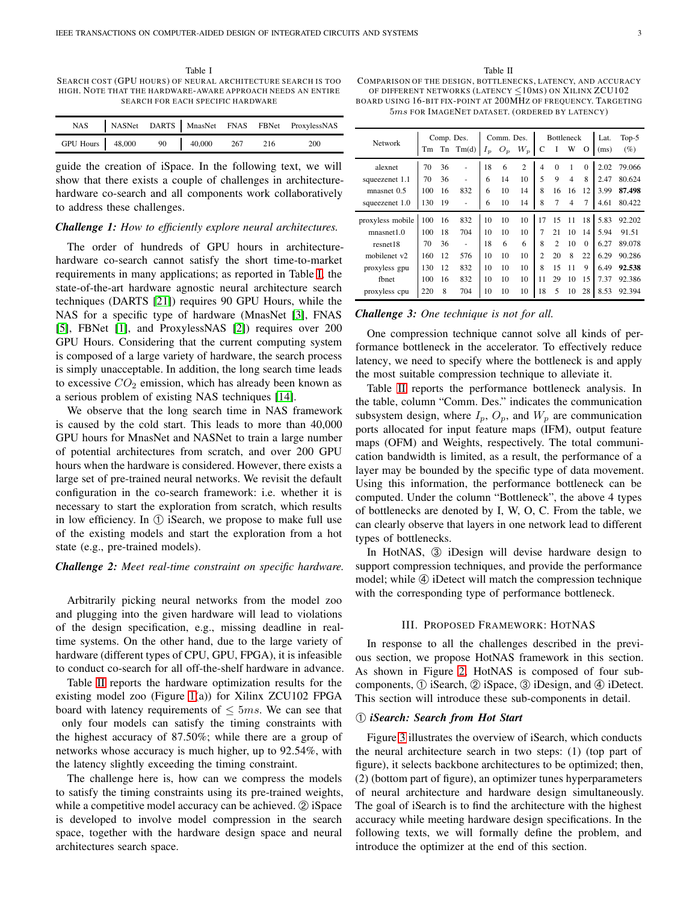Table I
SEARCH COST (GPU HOURS) OF NEURAL ARCHITECTURE SEARCH IS TOO HIGH. NOTE THAT THE HARDWARE-AWARE APPROACH NEEDS AN ENTIRE SEARCH FOR EACH SPECIFIC HARDWARE

| NAS | NASNet | DARTS | MnasNet | FNAS | FBNet | ProxylessNAS |
|---|---|---|---|---|---|---|
| GPU Hours | 48,000 | 90 | 40,000 | 267 | 216 | 200 |

guide the creation of iSpace. In the following text, we will show that there exists a couple of challenges in architecture-hardware co-search and all components work collaboratively to address these challenges.

***Challenge 1:*** *How to efficiently explore neural architectures.*

The order of hundreds of GPU hours in architecture-hardware co-search cannot satisfy the short time-to-market requirements in many applications; as reported in Table I, the state-of-the-art hardware agnostic neural architecture search techniques (DARTS [21]) requires 90 GPU Hours, while the NAS for a specific type of hardware (MnasNet [3], FNAS [5], FBNet [1], and ProxylessNAS [2]) requires over 200 GPU Hours. Considering that the current computing system is composed of a large variety of hardware, the search process is simply unacceptable. In addition, the long search time leads to excessive $CO_2$ emission, which has already been known as a serious problem of existing NAS techniques [14].

We observe that the long search time in NAS framework is caused by the cold start. This leads to more than 40,000 GPU hours for MnasNet and NASNet to train a large number of potential architectures from scratch, and over 200 GPU hours when the hardware is considered. However, there exists a large set of pre-trained neural networks. We revisit the default configuration in the co-search framework: i.e. whether it is necessary to start the exploration from scratch, which results in low efficiency. In ① iSearch, we propose to make full use of the existing models and start the exploration from a hot state (e.g., pre-trained models).

***Challenge 2:*** *Meet real-time constraint on specific hardware.*

Arbitrarily picking neural networks from the model zoo and plugging into the given hardware will lead to violations of the design specification, e.g., missing deadline in real-time systems. On the other hand, due to the large variety of hardware (different types of CPU, GPU, FPGA), it is infeasible to conduct co-search for all off-the-shelf hardware in advance.

Table II reports the hardware optimization results for the existing model zoo (Figure 1(a)) for Xilinx ZCU102 FPGA board with latency requirements of $\leq 5ms$. We can see that only four models can satisfy the timing constraints with the highest accuracy of 87.50%; while there are a group of networks whose accuracy is much higher, up to 92.54%, with the latency slightly exceeding the timing constraint.

The challenge here is, how can we compress the models to satisfy the timing constraints using its pre-trained weights, while a competitive model accuracy can be achieved. ② iSpace is developed to involve model compression in the search space, together with the hardware design space and neural architectures search space.

Table II
COMPARISON OF THE DESIGN, BOTTLENECKS, LATENCY, AND ACCURACY OF DIFFERENT NETWORKS (LATENCY $\leq$10MS) ON XILINX ZCU102 BOARD USING 16-BIT FIX-POINT AT 200MHZ OF FREQUENCY. TARGETING $5ms$ FOR IMAGENET DATASET. (ORDERED BY LATENCY)

| Network | Comp. Des. | | | Comm. Des. | | | Bottleneck | | | | Lat. | Top-5 |
|---|---|---|---|---|---|---|---|---|---|---|---|---|
| | Tm | Tn | Tm(d) | $I_p$ | $O_p$ | $W_p$ | C | I | W | O | (ms) | (%) |
| alexnet | 70 | 36 | - | 18 | 6 | 2 | 4 | 0 | 1 | 0 | 2.02 | 79.066 |
| squeezenet 1.1 | 70 | 36 | - | 6 | 14 | 10 | 5 | 9 | 4 | 8 | 2.47 | 80.624 |
| mnasnet 0.5 | 100 | 16 | 832 | 6 | 10 | 14 | 8 | 16 | 16 | 12 | 3.99 | **87.498** |
| squeezenet 1.0 | 130 | 19 | - | 6 | 10 | 14 | 8 | 7 | 4 | 7 | 4.61 | 80.422 |
| proxyless mobile | 100 | 16 | 832 | 10 | 10 | 10 | 17 | 15 | 11 | 18 | 5.83 | 92.202 |
| mnasnet1.0 | 100 | 18 | 704 | 10 | 10 | 10 | 7 | 21 | 10 | 14 | 5.94 | 91.51 |
| resnet18 | 70 | 36 | - | 18 | 6 | 6 | 8 | 2 | 10 | 0 | 6.27 | 89.078 |
| mobilenet v2 | 160 | 12 | 576 | 10 | 10 | 10 | 2 | 20 | 8 | 22 | 6.29 | 90.286 |
| proxyless gpu | 130 | 12 | 832 | 10 | 10 | 10 | 8 | 15 | 11 | 9 | 6.49 | **92.538** |
| fbnet | 100 | 16 | 832 | 10 | 10 | 10 | 11 | 29 | 10 | 15 | 7.37 | 92.386 |
| proxyless cpu | 220 | 8 | 704 | 10 | 10 | 10 | 18 | 5 | 10 | 28 | 8.53 | 92.394 |

***Challenge 3:*** *One technique is not for all.*

One compression technique cannot solve all kinds of performance bottleneck in the accelerator. To effectively reduce latency, we need to specify where the bottleneck is and apply the most suitable compression technique to alleviate it.

Table II reports the performance bottleneck analysis. In the table, column "Comm. Des." indicates the communication subsystem design, where $I_p$, $O_p$, and $W_p$ are communication ports allocated for input feature maps (IFM), output feature maps (OFM) and Weights, respectively. The total communication bandwidth is limited, as a result, the performance of a layer may be bounded by the specific type of data movement. Using this information, the performance bottleneck can be computed. Under the column "Bottleneck", the above 4 types of bottlenecks are denoted by I, W, O, C. From the table, we can clearly observe that layers in one network lead to different types of bottlenecks.

In HotNAS, ③ iDesign will devise hardware design to support compression techniques, and provide the performance model; while ④ iDetect will match the compression technique with the corresponding type of performance bottleneck.

## III. PROPOSED FRAMEWORK: HOTNAS

In response to all the challenges described in the previous section, we propose HotNAS framework in this section. As shown in Figure 2, HotNAS is composed of four sub-components, ① iSearch, ② iSpace, ③ iDesign, and ④ iDetect. This section will introduce these sub-components in detail.

### ① *iSearch: Search from Hot Start*

Figure 3 illustrates the overview of iSearch, which conducts the neural architecture search in two steps: (1) (top part of figure), it selects backbone architectures to be optimized; then, (2) (bottom part of figure), an optimizer tunes hyperparameters of neural architecture and hardware design simultaneously. The goal of iSearch is to find the architecture with the highest accuracy while meeting hardware design specifications. In the following texts, we will formally define the problem, and introduce the optimizer at the end of this section.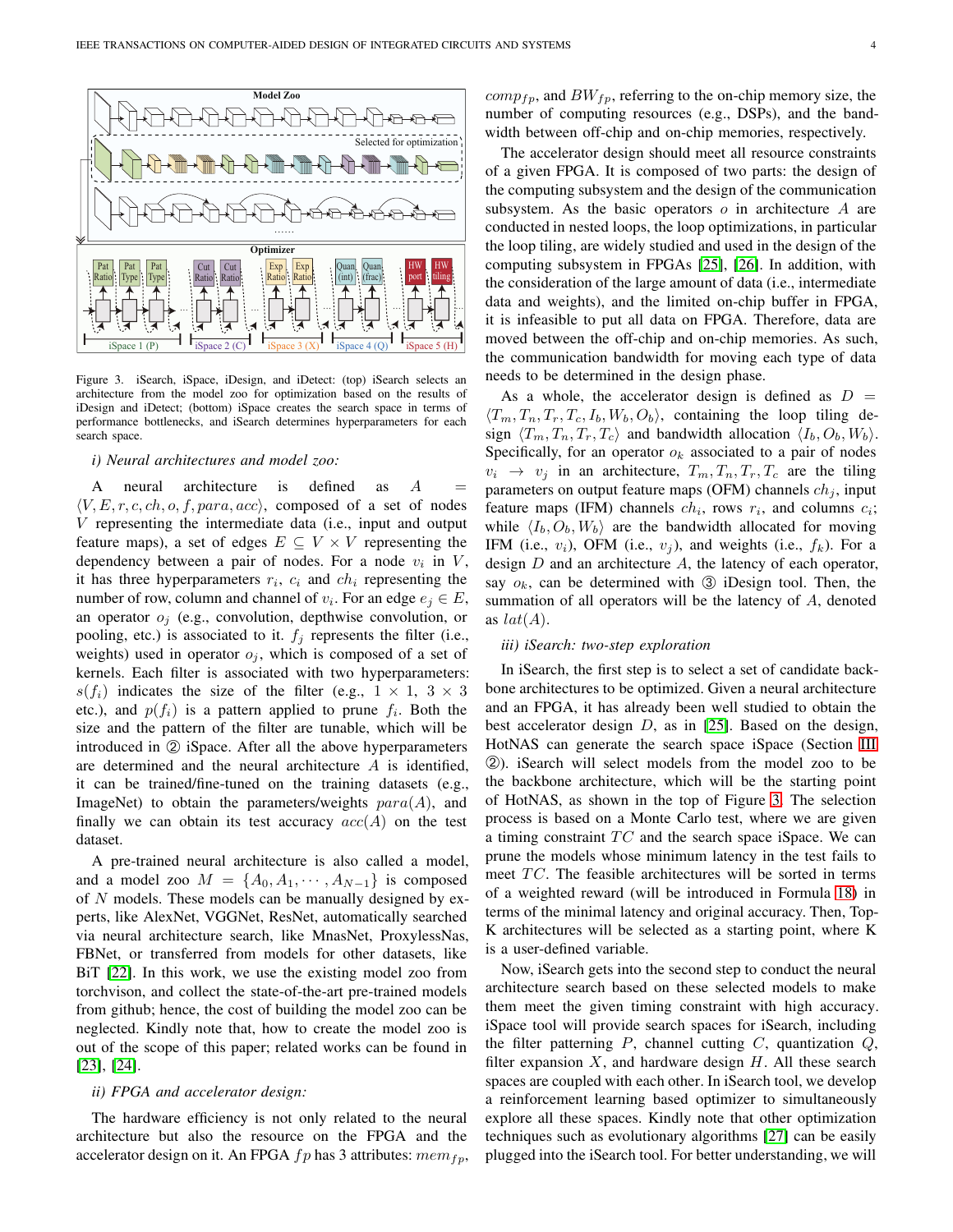Figure 3. iSearch, iSpace, iDesign, and iDetect: (top) iSearch selects an architecture from the model zoo for optimization based on the results of iDesign and iDetect; (bottom) iSpace creates the search space in terms of performance bottlenecks, and iSearch determines hyperparameters for each search space.

*i) Neural architectures and model zoo:*

A neural architecture is defined as $A = \langle V, E, r, c, ch, o, f, para, acc \rangle$, composed of a set of nodes $V$ representing the intermediate data (i.e., input and output feature maps), a set of edges $E \subseteq V \times V$ representing the dependency between a pair of nodes. For a node $v_i$ in $V$, it has three hyperparameters $r_i$, $c_i$ and $ch_i$ representing the number of row, column and channel of $v_i$. For an edge $e_j \in E$, an operator $o_j$ (e.g., convolution, depthwise convolution, or pooling, etc.) is associated to it. $f_j$ represents the filter (i.e., weights) used in operator $o_j$, which is composed of a set of kernels. Each filter is associated with two hyperparameters: $s(f_i)$ indicates the size of the filter (e.g., $1 \times 1$, $3 \times 3$ etc.), and $p(f_i)$ is a pattern applied to prune $f_i$. Both the size and the pattern of the filter are tunable, which will be introduced in ② iSpace. After all the above hyperparameters are determined and the neural architecture $A$ is identified, it can be trained/fine-tuned on the training datasets (e.g., ImageNet) to obtain the parameters/weights $para(A)$, and finally we can obtain its test accuracy $acc(A)$ on the test dataset.

A pre-trained neural architecture is also called a model, and a model zoo $M = \{A_0, A_1, \cdots, A_{N-1}\}$ is composed of $N$ models. These models can be manually designed by experts, like AlexNet, VGGNet, ResNet, automatically searched via neural architecture search, like MnasNet, ProxylessNas, FBNet, or transferred from models for other datasets, like BiT [22]. In this work, we use the existing model zoo from torchvison, and collect the state-of-the-art pre-trained models from github; hence, the cost of building the model zoo can be neglected. Kindly note that, how to create the model zoo is out of the scope of this paper; related works can be found in [23], [24].

*ii) FPGA and accelerator design:*

The hardware efficiency is not only related to the neural architecture but also the resource on the FPGA and the accelerator design on it. An FPGA $fp$ has 3 attributes: $mem_{fp}$, $comp_{fp}$, and $BW_{fp}$, referring to the on-chip memory size, the number of computing resources (e.g., DSPs), and the bandwidth between off-chip and on-chip memories, respectively.

The accelerator design should meet all resource constraints of a given FPGA. It is composed of two parts: the design of the computing subsystem and the design of the communication subsystem. As the basic operators $o$ in architecture $A$ are conducted in nested loops, the loop optimizations, in particular the loop tiling, are widely studied and used in the design of the computing subsystem in FPGAs [25], [26]. In addition, with the consideration of the large amount of data (i.e., intermediate data and weights), and the limited on-chip buffer in FPGA, it is infeasible to put all data on FPGA. Therefore, data are moved between the off-chip and on-chip memories. As such, the communication bandwidth for moving each type of data needs to be determined in the design phase.

As a whole, the accelerator design is defined as $D = \langle T_m, T_n, T_r, T_c, I_b, W_b, O_b \rangle$, containing the loop tiling design $\langle T_m, T_n, T_r, T_c \rangle$ and bandwidth allocation $\langle I_b, O_b, W_b \rangle$. Specifically, for an operator $o_k$ associated to a pair of nodes $v_i \rightarrow v_j$ in an architecture, $T_m, T_n, T_r, T_c$ are the tiling parameters on output feature maps (OFM) channels $ch_j$, input feature maps (IFM) channels $ch_i$, rows $r_i$, and columns $c_i$; while $\langle I_b, O_b, W_b \rangle$ are the bandwidth allocated for moving IFM (i.e., $v_i$), OFM (i.e., $v_j$), and weights (i.e., $f_k$). For a design $D$ and an architecture $A$, the latency of each operator, say $o_k$, can be determined with ③ iDesign tool. Then, the summation of all operators will be the latency of $A$, denoted as $lat(A)$.

*iii) iSearch: two-step exploration*

In iSearch, the first step is to select a set of candidate backbone architectures to be optimized. Given a neural architecture and an FPGA, it has already been well studied to obtain the best accelerator design $D$, as in [25]. Based on the design, HotNAS can generate the search space iSpace (Section III ②). iSearch will select models from the model zoo to be the backbone architecture, which will be the starting point of HotNAS, as shown in the top of Figure 3. The selection process is based on a Monte Carlo test, where we are given a timing constraint $TC$ and the search space iSpace. We can prune the models whose minimum latency in the test fails to meet $TC$. The feasible architectures will be sorted in terms of a weighted reward (will be introduced in Formula 18) in terms of the minimal latency and original accuracy. Then, Top-K architectures will be selected as a starting point, where K is a user-defined variable.

Now, iSearch gets into the second step to conduct the neural architecture search based on these selected models to make them meet the given timing constraint with high accuracy. iSpace tool will provide search spaces for iSearch, including the filter patterning $P$, channel cutting $C$, quantization $Q$, filter expansion $X$, and hardware design $H$. All these search spaces are coupled with each other. In iSearch tool, we develop a reinforcement learning based optimizer to simultaneously explore all these spaces. Kindly note that other optimization techniques such as evolutionary algorithms [27] can be easily plugged into the iSearch tool. For better understanding, we will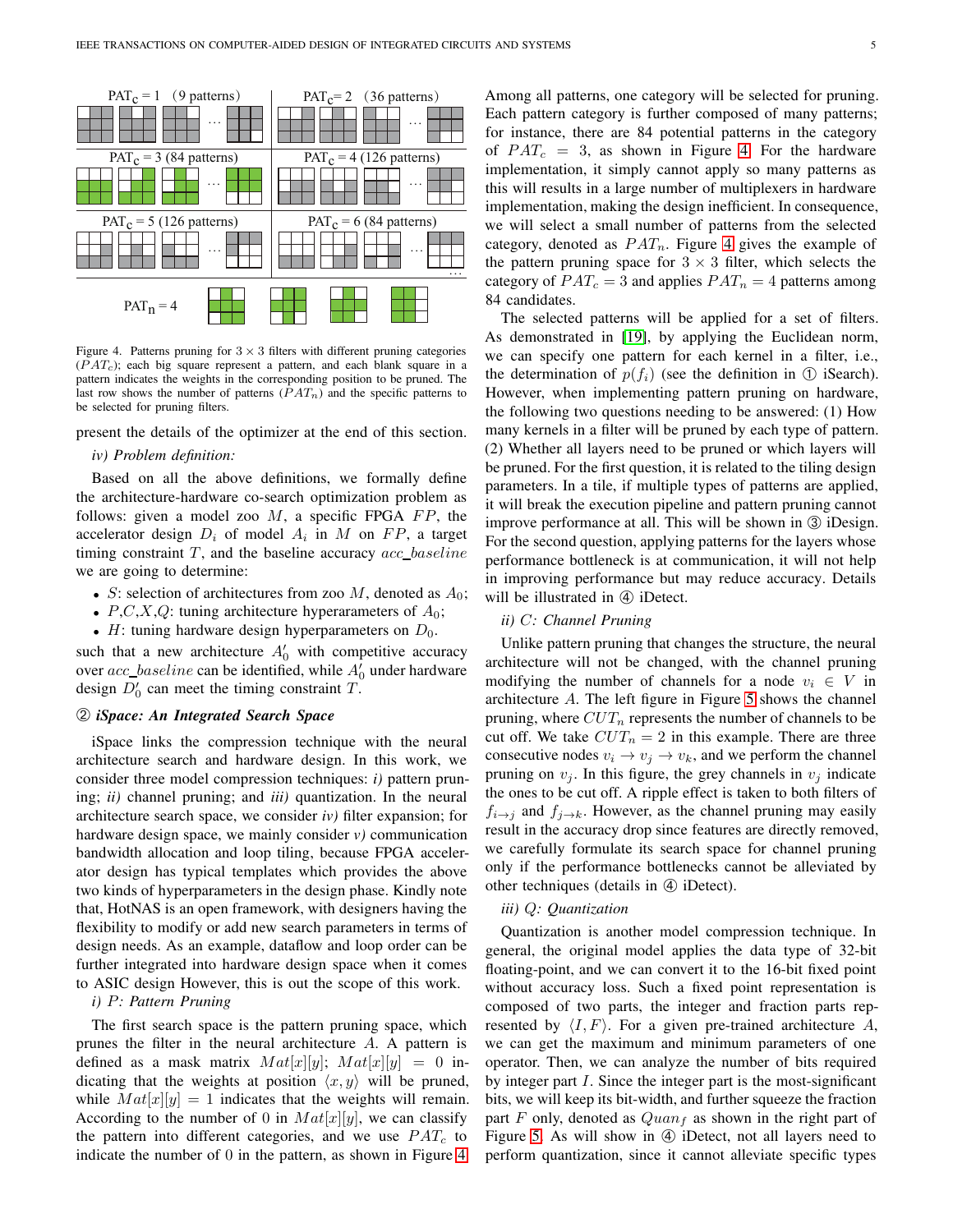PAT$_c$ = 1 (9 patterns) | PAT$_c$ = 2 (36 patterns) | PAT$_c$ = 3 (84 patterns) | PAT$_c$ = 4 (126 patterns) | PAT$_c$ = 5 (126 patterns) | PAT$_c$ = 6 (84 patterns) | PAT$_n$ = 4

Figure 4. Patterns pruning for $3 \times 3$ filters with different pruning categories ($PAT_c$); each big square represent a pattern, and each blank square in a pattern indicates the weights in the corresponding position to be pruned. The last row shows the number of patterns ($PAT_n$) and the specific patterns to be selected for pruning filters.

present the details of the optimizer at the end of this section.

*iv) Problem definition:*

Based on all the above definitions, we formally define the architecture-hardware co-search optimization problem as follows: given a model zoo $M$, a specific FPGA $FP$, the accelerator design $D_i$ of model $A_i$ in $M$ on $FP$, a target timing constraint $T$, and the baseline accuracy $acc\_baseline$ we are going to determine:

- $S$: selection of architectures from zoo $M$, denoted as $A_0$;
- $P$,$C$,$X$,$Q$: tuning architecture hyperarameters of $A_0$;
- $H$: tuning hardware design hyperparameters on $D_0$.

such that a new architecture $A_0'$ with competitive accuracy over $acc\_baseline$ can be identified, while $A_0'$ under hardware design $D_0'$ can meet the timing constraint $T$.

### ② *iSpace: An Integrated Search Space*

iSpace links the compression technique with the neural architecture search and hardware design. In this work, we consider three model compression techniques: *i)* pattern pruning; *ii)* channel pruning; and *iii)* quantization. In the neural architecture search space, we consider *iv)* filter expansion; for hardware design space, we mainly consider *v)* communication bandwidth allocation and loop tiling, because FPGA accelerator design has typical templates which provides the above two kinds of hyperparameters in the design phase. Kindly note that, HotNAS is an open framework, with designers having the flexibility to modify or add new search parameters in terms of design needs. As an example, dataflow and loop order can be further integrated into hardware design space when it comes to ASIC design However, this is out the scope of this work.

*i) $P$: Pattern Pruning*

The first search space is the pattern pruning space, which prunes the filter in the neural architecture $A$. A pattern is defined as a mask matrix $Mat[x][y]$; $Mat[x][y] = 0$ indicating that the weights at position $\langle x, y\rangle$ will be pruned, while $Mat[x][y] = 1$ indicates that the weights will remain. According to the number of 0 in $Mat[x][y]$, we can classify the pattern into different categories, and we use $PAT_c$ to indicate the number of 0 in the pattern, as shown in Figure 4. Among all patterns, one category will be selected for pruning. Each pattern category is further composed of many patterns; for instance, there are 84 potential patterns in the category of $PAT_c = 3$, as shown in Figure 4. For the hardware implementation, it simply cannot apply so many patterns as this will results in a large number of multiplexers in hardware implementation, making the design inefficient. In consequence, we will select a small number of patterns from the selected category, denoted as $PAT_n$. Figure 4 gives the example of the pattern pruning space for $3 \times 3$ filter, which selects the category of $PAT_c = 3$ and applies $PAT_n = 4$ patterns among 84 candidates.

The selected patterns will be applied for a set of filters. As demonstrated in [19], by applying the Euclidean norm, we can specify one pattern for each kernel in a filter, i.e., the determination of $p(f_i)$ (see the definition in ① iSearch). However, when implementing pattern pruning on hardware, the following two questions needing to be answered: (1) How many kernels in a filter will be pruned by each type of pattern. (2) Whether all layers need to be pruned or which layers will be pruned. For the first question, it is related to the tiling design parameters. In a tile, if multiple types of patterns are applied, it will break the execution pipeline and pattern pruning cannot improve performance at all. This will be shown in ③ iDesign. For the second question, applying patterns for the layers whose performance bottleneck is at communication, it will not help in improving performance but may reduce accuracy. Details will be illustrated in ④ iDetect.

*ii) $C$: Channel Pruning*

Unlike pattern pruning that changes the structure, the neural architecture will not be changed, with the channel pruning modifying the number of channels for a node $v_i \in V$ in architecture $A$. The left figure in Figure 5 shows the channel pruning, where $CUT_n$ represents the number of channels to be cut off. We take $CUT_n = 2$ in this example. There are three consecutive nodes $v_i \rightarrow v_j \rightarrow v_k$, and we perform the channel pruning on $v_j$. In this figure, the grey channels in $v_j$ indicate the ones to be cut off. A ripple effect is taken to both filters of $f_{i\rightarrow j}$ and $f_{j\rightarrow k}$. However, as the channel pruning may easily result in the accuracy drop since features are directly removed, we carefully formulate its search space for channel pruning only if the performance bottlenecks cannot be alleviated by other techniques (details in ④ iDetect).

*iii) $Q$: Quantization*

Quantization is another model compression technique. In general, the original model applies the data type of 32-bit floating-point, and we can convert it to the 16-bit fixed point without accuracy loss. Such a fixed point representation is composed of two parts, the integer and fraction parts represented by $\langle I, F\rangle$. For a given pre-trained architecture $A$, we can get the maximum and minimum parameters of one operator. Then, we can analyze the number of bits required by integer part $I$. Since the integer part is the most-significant bits, we will keep its bit-width, and further squeeze the fraction part $F$ only, denoted as $Quan_f$ as shown in the right part of Figure 5. As will show in ④ iDetect, not all layers need to perform quantization, since it cannot alleviate specific types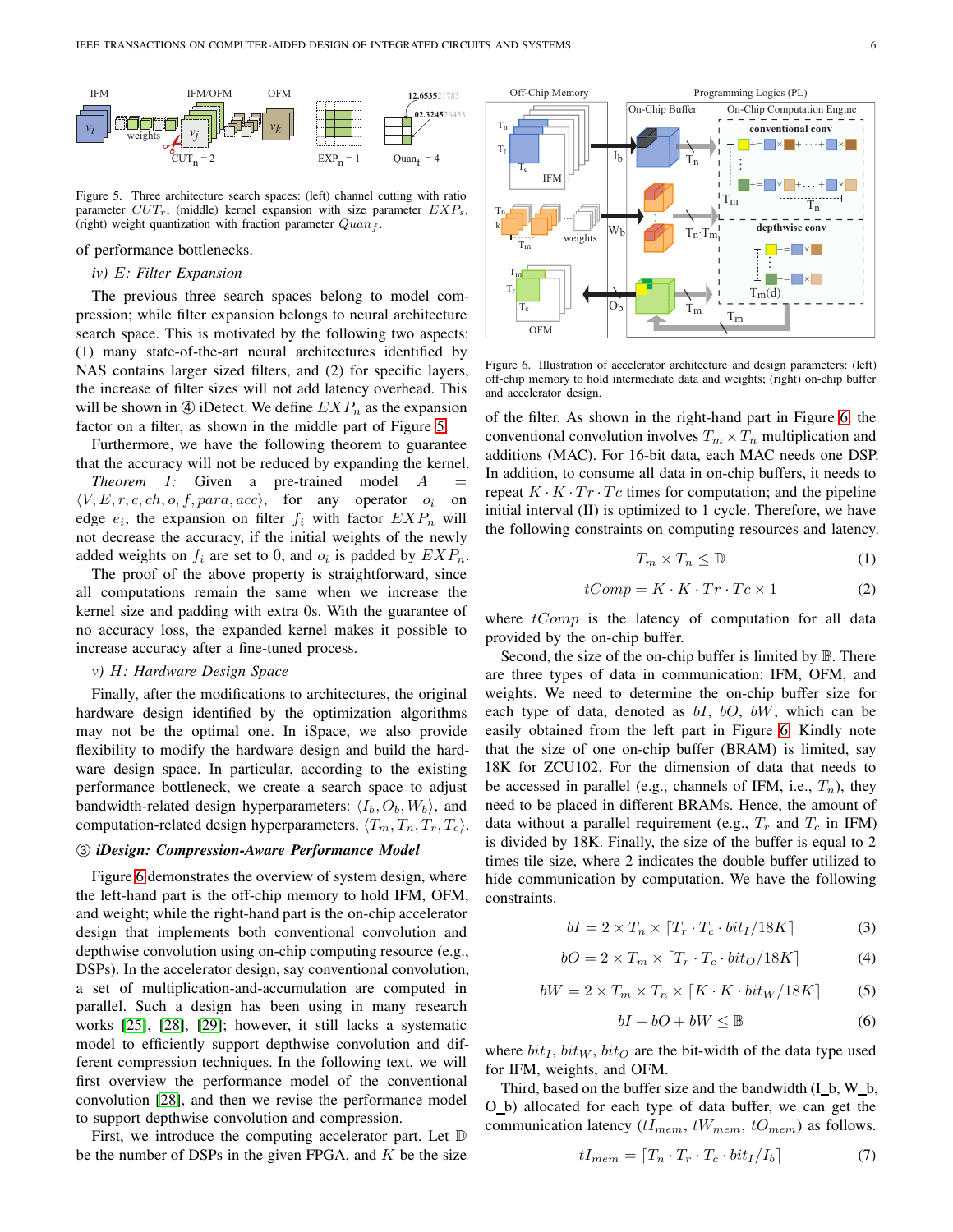Figure 5. Three architecture search spaces: (left) channel cutting with ratio parameter $CUT_r$, (middle) kernel expansion with size parameter $EXP_s$, (right) weight quantization with fraction parameter $Quan_f$.

of performance bottlenecks.

*iv) E: Filter Expansion*

The previous three search spaces belong to model compression; while filter expansion belongs to neural architecture search space. This is motivated by the following two aspects: (1) many state-of-the-art neural architectures identified by NAS contains larger sized filters, and (2) for specific layers, the increase of filter sizes will not add latency overhead. This will be shown in ④ iDetect. We define $EXP_n$ as the expansion factor on a filter, as shown in the middle part of Figure 5.

Furthermore, we have the following theorem to guarantee that the accuracy will not be reduced by expanding the kernel.

*Theorem 1:* Given a pre-trained model $A = \langle V, E, r, c, ch, o, f, para, acc \rangle$, for any operator $o_i$ on edge $e_i$, the expansion on filter $f_i$ with factor $EXP_n$ will not decrease the accuracy, if the initial weights of the newly added weights on $f_i$ are set to 0, and $o_i$ is padded by $EXP_n$.

The proof of the above property is straightforward, since all computations remain the same when we increase the kernel size and padding with extra 0s. With the guarantee of no accuracy loss, the expanded kernel makes it possible to increase accuracy after a fine-tuned process.

*v) H: Hardware Design Space*

Finally, after the modifications to architectures, the original hardware design identified by the optimization algorithms may not be the optimal one. In iSpace, we also provide flexibility to modify the hardware design and build the hardware design space. In particular, according to the existing performance bottleneck, we create a search space to adjust bandwidth-related design hyperparameters: $\langle I_b, O_b, W_b \rangle$, and computation-related design hyperparameters, $\langle T_m, T_n, T_r, T_c \rangle$.

### ③ *iDesign: Compression-Aware Performance Model*

Figure 6 demonstrates the overview of system design, where the left-hand part is the off-chip memory to hold IFM, OFM, and weight; while the right-hand part is the on-chip accelerator design that implements both conventional convolution and depthwise convolution using on-chip computing resource (e.g., DSPs). In the accelerator design, say conventional convolution, a set of multiplication-and-accumulation are computed in parallel. Such a design has been using in many research works [25], [28], [29]; however, it still lacks a systematic model to efficiently support depthwise convolution and different compression techniques. In the following text, we will first overview the performance model of the conventional convolution [28], and then we revise the performance model to support depthwise convolution and compression.

First, we introduce the computing accelerator part. Let $\mathbb{D}$ be the number of DSPs in the given FPGA, and $K$ be the size of the filter. As shown in the right-hand part in Figure 6, the conventional convolution involves $T_m \times T_n$ multiplication and additions (MAC). For 16-bit data, each MAC needs one DSP. In addition, to consume all data in on-chip buffers, it needs to repeat $K \cdot K \cdot Tr \cdot Tc$ times for computation; and the pipeline initial interval (II) is optimized to 1 cycle. Therefore, we have the following constraints on computing resources and latency.

Figure 6. Illustration of accelerator architecture and design parameters: (left) off-chip memory to hold intermediate data and weights; (right) on-chip buffer and accelerator design.

$$T_m \times T_n \leq \mathbb{D} \tag{1}$$

$$tComp = K \cdot K \cdot Tr \cdot Tc \times 1 \tag{2}$$

where $tComp$ is the latency of computation for all data provided by the on-chip buffer.

Second, the size of the on-chip buffer is limited by $\mathbb{B}$. There are three types of data in communication: IFM, OFM, and weights. We need to determine the on-chip buffer size for each type of data, denoted as $bI$, $bO$, $bW$, which can be easily obtained from the left part in Figure 6. Kindly note that the size of one on-chip buffer (BRAM) is limited, say 18K for ZCU102. For the dimension of data that needs to be accessed in parallel (e.g., channels of IFM, i.e., $T_n$), they need to be placed in different BRAMs. Hence, the amount of data without a parallel requirement (e.g., $T_r$ and $T_c$ in IFM) is divided by 18K. Finally, the size of the buffer is equal to 2 times tile size, where 2 indicates the double buffer utilized to hide communication by computation. We have the following constraints.

$$bI = 2 \times T_n \times \lceil T_r \cdot T_c \cdot bit_I / 18K \rceil \tag{3}$$

$$bO = 2 \times T_m \times \lceil T_r \cdot T_c \cdot bit_O / 18K \rceil \tag{4}$$

$$bW = 2 \times T_m \times T_n \times \lceil K \cdot K \cdot bit_W / 18K \rceil \tag{5}$$

$$bI + bO + bW \leq \mathbb{B} \tag{6}$$

where $bit_I$, $bit_W$, $bit_O$ are the bit-width of the data type used for IFM, weights, and OFM.

Third, based on the buffer size and the bandwidth (I_b, W_b, O_b) allocated for each type of data buffer, we can get the communication latency ($tI_{mem}$, $tW_{mem}$, $tO_{mem}$) as follows.

$$tI_{mem} = \lceil T_n \cdot T_r \cdot T_c \cdot bit_I / I_b \rceil \tag{7}$$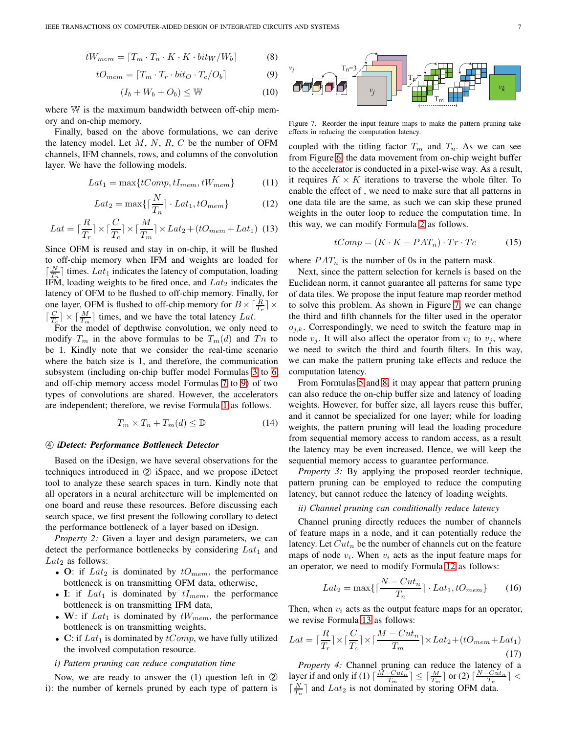$$tW_{mem} = \lceil T_m \cdot T_n \cdot K \cdot K \cdot bit_W / W_b \rceil \tag{8}$$

$$tO_{mem} = \lceil T_m \cdot T_r \cdot bit_O \cdot T_c / O_b \rceil \tag{9}$$

$$(I_b + W_b + O_b) \leq \mathbb{W} \tag{10}$$

where $\mathbb{W}$ is the maximum bandwidth between off-chip memory and on-chip memory.

Finally, based on the above formulations, we can derive the latency model. Let $M$, $N$, $R$, $C$ be the number of OFM channels, IFM channels, rows, and columns of the convolution layer. We have the following models.

$$Lat_1 = \max\{tComp, tI_{mem}, tW_{mem}\} \tag{11}$$

$$Lat_2 = \max\{\lceil \frac{N}{T_n} \rceil \cdot Lat_1, tO_{mem}\} \tag{12}$$

$$Lat = \lceil \frac{R}{T_r} \rceil \times \lceil \frac{C}{T_c} \rceil \times \lceil \frac{M}{T_m} \rceil \times Lat_2 + (tO_{mem} + Lat_1) \tag{13}$$

Since OFM is reused and stay in on-chip, it will be flushed to off-chip memory when IFM and weights are loaded for $\lceil \frac{N}{T_n} \rceil$ times. $Lat_1$ indicates the latency of computation, loading IFM, loading weights to be fired once, and $Lat_2$ indicates the latency of OFM to be flushed to off-chip memory. Finally, for one layer, OFM is flushed to off-chip memory for $B \times \lceil \frac{R}{T_r} \rceil \times \lceil \frac{C}{T_c} \rceil \times \lceil \frac{M}{T_m} \rceil$ times, and we have the total latency $Lat$.

For the model of depthwise convolution, we only need to modify $T_m$ in the above formulas to be $T_m(d)$ and $Tn$ to be 1. Kindly note that we consider the real-time scenario where the batch size is 1, and therefore, the communication subsystem (including on-chip buffer model Formulas 3 to 6 and off-chip memory access model Formulas 7 to 9) of two types of convolutions are shared. However, the accelerators are independent; therefore, we revise Formula 1 as follows.

$$T_m \times T_n + T_m(d) \leq \mathbb{D} \tag{14}$$

### ④ *iDetect: Performance Bottleneck Detector*

Based on the iDesign, we have several observations for the techniques introduced in ② iSpace, and we propose iDetect tool to analyze these search spaces in turn. Kindly note that all operators in a neural architecture will be implemented on one board and reuse these resources. Before discussing each search space, we first present the following corollary to detect the performance bottleneck of a layer based on iDesign.

*Property 2:* Given a layer and design parameters, we can detect the performance bottlenecks by considering $Lat_1$ and $Lat_2$ as follows:

- **O**: if $Lat_2$ is dominated by $tO_{mem}$, the performance bottleneck is on transmitting OFM data, otherwise,
- **I**: if $Lat_1$ is dominated by $tI_{mem}$, the performance bottleneck is on transmitting IFM data,
- **W**: if $Lat_1$ is dominated by $tW_{mem}$, the performance bottleneck is on transmitting weights,
- **C**: if $Lat_1$ is dominated by $tComp$, we have fully utilized the involved computation resource.

*i) Pattern pruning can reduce computation time*

Now, we are ready to answer the (1) question left in ② i): the number of kernels pruned by each type of pattern is coupled with the titling factor $T_m$ and $T_n$. As we can see from Figure 6, the data movement from on-chip weight buffer to the accelerator is conducted in a pixel-wise way. As a result, it requires $K \times K$ iterations to traverse the whole filter. To enable the effect of , we need to make sure that all patterns in one data tile are the same, as such we can skip these pruned weights in the outer loop to reduce the computation time. In this way, we can modify Formula 2 as follows.

$$tComp = (K \cdot K - PAT_n) \cdot Tr \cdot Tc \tag{15}$$

where $PAT_n$ is the number of 0s in the pattern mask.

Figure 7. Reorder the input feature maps to make the pattern pruning take effects in reducing the computation latency.

Next, since the pattern selection for kernels is based on the Euclidean norm, it cannot guarantee all patterns for same type of data tiles. We propose the input feature map reorder method to solve this problem. As shown in Figure 7, we can change the third and fifth channels for the filter used in the operator $o_{j,k}$. Correspondingly, we need to switch the feature map in node $v_j$. It will also affect the operator from $v_i$ to $v_j$, where we need to switch the third and fourth filters. In this way, we can make the pattern pruning take effects and reduce the computation latency.

From Formulas 5 and 8, it may appear that pattern pruning can also reduce the on-chip buffer size and latency of loading weights. However, for buffer size, all layers reuse this buffer, and it cannot be specialized for one layer; while for loading weights, the pattern pruning will lead the loading procedure from sequential memory access to random access, as a result the latency may be even increased. Hence, we will keep the sequential memory access to guarantee performance.

*Property 3:* By applying the proposed reorder technique, pattern pruning can be employed to reduce the computing latency, but cannot reduce the latency of loading weights.

*ii) Channel pruning can conditionally reduce latency*

Channel pruning directly reduces the number of channels of feature maps in a node, and it can potentially reduce the latency. Let $Cut_n$ be the number of channels cut on the feature maps of node $v_i$. When $v_i$ acts as the input feature maps for an operator, we need to modify Formula 12 as follows:

$$Lat_2 = \max\{\lceil \frac{N - Cut_n}{T_n} \rceil \cdot Lat_1, tO_{mem}\} \tag{16}$$

Then, when $v_i$ acts as the output feature maps for an operator, we revise Formula 13 as follows:

$$Lat = \lceil \frac{R}{T_r} \rceil \times \lceil \frac{C}{T_c} \rceil \times \lceil \frac{M - Cut_n}{T_m} \rceil \times Lat_2 + (tO_{mem} + Lat_1) \tag{17}$$

*Property 4:* Channel pruning can reduce the latency of a layer if and only if (1) $\lceil \frac{M - Cut_n}{T_m} \rceil \leq \lceil \frac{M}{T_m} \rceil$ or (2) $\lceil \frac{N - Cut_n}{T_n} \rceil < \lceil \frac{N}{T_n} \rceil$ and $Lat_2$ is not dominated by storing OFM data.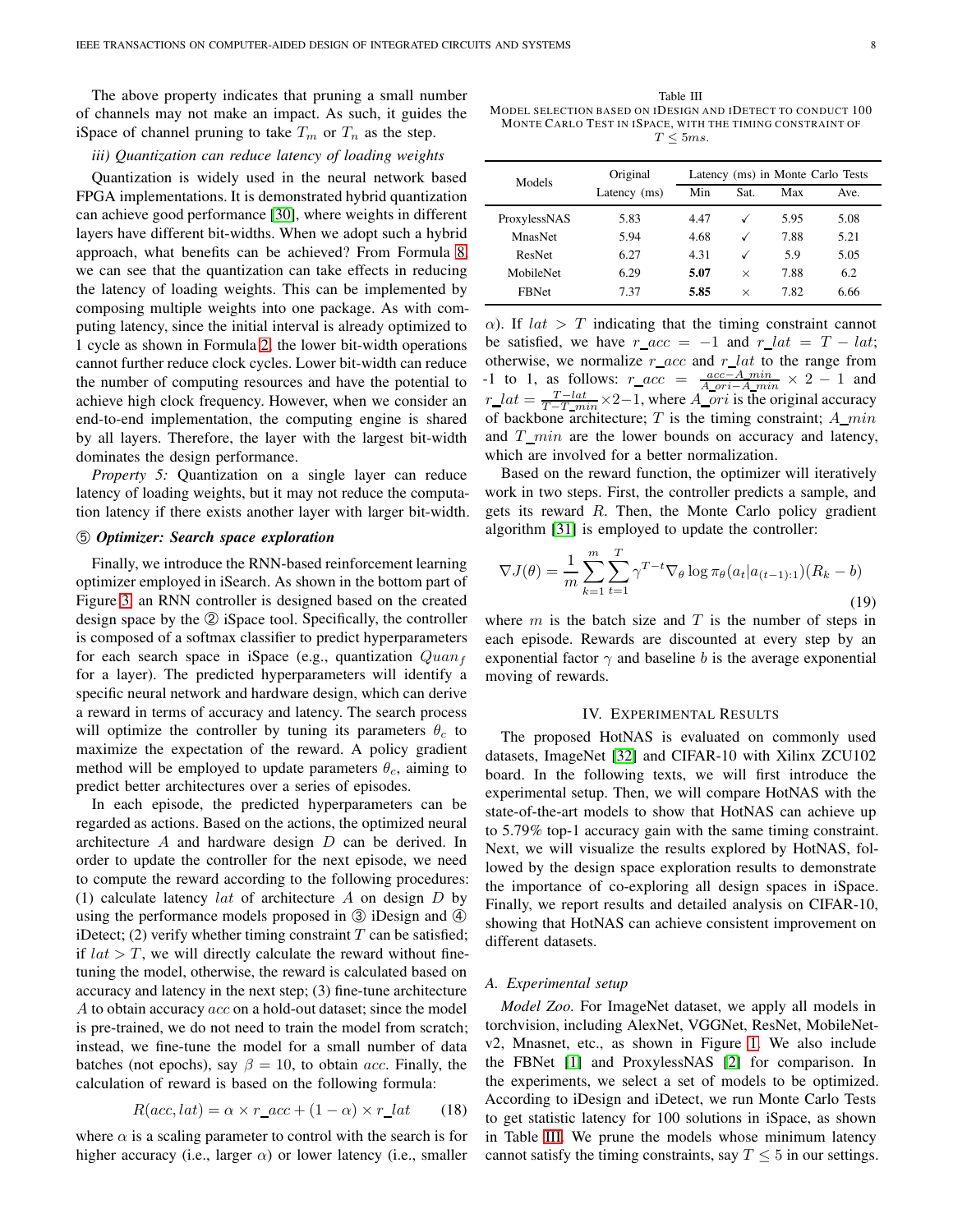The above property indicates that pruning a small number of channels may not make an impact. As such, it guides the iSpace of channel pruning to take $T_m$ or $T_n$ as the step.

*iii) Quantization can reduce latency of loading weights*

Quantization is widely used in the neural network based FPGA implementations. It is demonstrated hybrid quantization can achieve good performance [30], where weights in different layers have different bit-widths. When we adopt such a hybrid approach, what benefits can be achieved? From Formula 8, we can see that the quantization can take effects in reducing the latency of loading weights. This can be implemented by composing multiple weights into one package. As with computing latency, since the initial interval is already optimized to 1 cycle as shown in Formula 2, the lower bit-width operations cannot further reduce clock cycles. Lower bit-width can reduce the number of computing resources and have the potential to achieve high clock frequency. However, when we consider an end-to-end implementation, the computing engine is shared by all layers. Therefore, the layer with the largest bit-width dominates the design performance.

*Property 5:* Quantization on a single layer can reduce latency of loading weights, but it may not reduce the computation latency if there exists another layer with larger bit-width.

### ⑤ *Optimizer: Search space exploration*

Finally, we introduce the RNN-based reinforcement learning optimizer employed in iSearch. As shown in the bottom part of Figure 3, an RNN controller is designed based on the created design space by the ② iSpace tool. Specifically, the controller is composed of a softmax classifier to predict hyperparameters for each search space in iSpace (e.g., quantization $Quan_f$ for a layer). The predicted hyperparameters will identify a specific neural network and hardware design, which can derive a reward in terms of accuracy and latency. The search process will optimize the controller by tuning its parameters $\theta_c$ to maximize the expectation of the reward. A policy gradient method will be employed to update parameters $\theta_c$, aiming to predict better architectures over a series of episodes.

In each episode, the predicted hyperparameters can be regarded as actions. Based on the actions, the optimized neural architecture $A$ and hardware design $D$ can be derived. In order to update the controller for the next episode, we need to compute the reward according to the following procedures: (1) calculate latency $lat$ of architecture $A$ on design $D$ by using the performance models proposed in ③ iDesign and ④ iDetect; (2) verify whether timing constraint $T$ can be satisfied; if $lat > T$, we will directly calculate the reward without fine-tuning the model, otherwise, the reward is calculated based on accuracy and latency in the next step; (3) fine-tune architecture $A$ to obtain accuracy $acc$ on a hold-out dataset; since the model is pre-trained, we do not need to train the model from scratch; instead, we fine-tune the model for a small number of data batches (not epochs), say $\beta = 10$, to obtain $acc$. Finally, the calculation of reward is based on the following formula:

$$R(acc, lat) = \alpha \times r\_acc + (1 - \alpha) \times r\_lat \tag{18}$$

where $\alpha$ is a scaling parameter to control with the search is for higher accuracy (i.e., larger $\alpha$) or lower latency (i.e., smaller $\alpha$). If $lat > T$ indicating that the timing constraint cannot be satisfied, we have $r\_acc = -1$ and $r\_lat = T - lat$; otherwise, we normalize $r\_acc$ and $r\_lat$ to the range from -1 to 1, as follows: $r\_acc = \frac{acc - A\_min}{A\_ori - A\_min} \times 2 - 1$ and $r\_lat = \frac{T - lat}{T - T\_min} \times 2 - 1$, where $A\_ori$ is the original accuracy of backbone architecture; $T$ is the timing constraint; $A\_min$ and $T\_min$ are the lower bounds on accuracy and latency, which are involved for a better normalization.

Based on the reward function, the optimizer will iteratively work in two steps. First, the controller predicts a sample, and gets its reward $R$. Then, the Monte Carlo policy gradient algorithm [31] is employed to update the controller:

$$\nabla J(\theta) = \frac{1}{m} \sum_{k=1}^{m} \sum_{t=1}^{T} \gamma^{T-t} \nabla_\theta \log \pi_\theta(a_t | a_{(t-1):1})(R_k - b) \tag{19}$$

where $m$ is the batch size and $T$ is the number of steps in each episode. Rewards are discounted at every step by an exponential factor $\gamma$ and baseline $b$ is the average exponential moving of rewards.

Table III
MODEL SELECTION BASED ON IDESIGN AND IDETECT TO CONDUCT 100 MONTE CARLO TEST IN ISPACE, WITH THE TIMING CONSTRAINT OF $T \leq 5ms$.

| Models | Original Latency (ms) | Latency (ms) in Monte Carlo Tests | | | |
|---|---|---|---|---|---|
| | | Min | Sat. | Max | Ave. |
| ProxylessNAS | 5.83 | 4.47 | ✓ | 5.95 | 5.08 |
| MnasNet | 5.94 | 4.68 | ✓ | 7.88 | 5.21 |
| ResNet | 6.27 | 4.31 | ✓ | 5.9 | 5.05 |
| MobileNet | 6.29 | **5.07** | × | 7.88 | 6.2 |
| FBNet | 7.37 | **5.85** | × | 7.82 | 6.66 |

## IV. Experimental Results

The proposed HotNAS is evaluated on commonly used datasets, ImageNet [32] and CIFAR-10 with Xilinx ZCU102 board. In the following texts, we will first introduce the experimental setup. Then, we will compare HotNAS with the state-of-the-art models to show that HotNAS can achieve up to 5.79% top-1 accuracy gain with the same timing constraint. Next, we will visualize the results explored by HotNAS, followed by the design space exploration results to demonstrate the importance of co-exploring all design spaces in iSpace. Finally, we report results and detailed analysis on CIFAR-10, showing that HotNAS can achieve consistent improvement on different datasets.

### A. Experimental setup

*Model Zoo.* For ImageNet dataset, we apply all models in torchvision, including AlexNet, VGGNet, ResNet, MobileNet-v2, Mnasnet, etc., as shown in Figure 1. We also include the FBNet [1] and ProxylessNAS [2] for comparison. In the experiments, we select a set of models to be optimized. According to iDesign and iDetect, we run Monte Carlo Tests to get statistic latency for 100 solutions in iSpace, as shown in Table III. We prune the models whose minimum latency cannot satisfy the timing constraints, say $T \leq 5$ in our settings.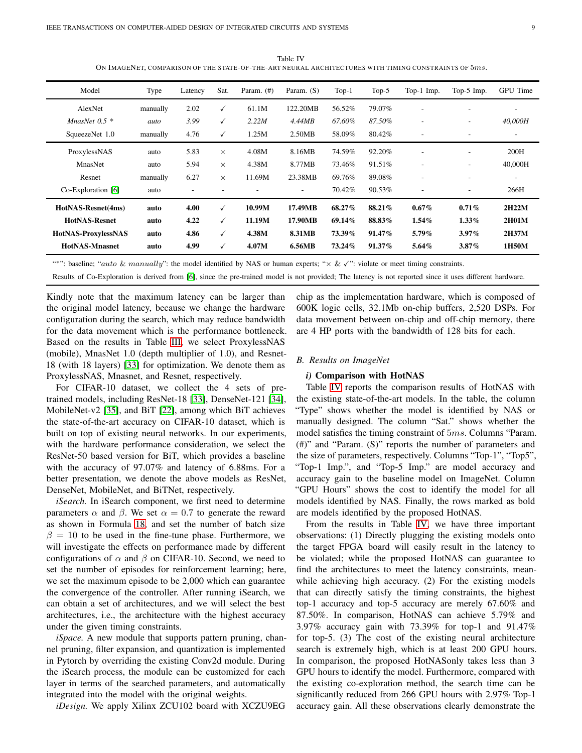Table IV
ON IMAGENET, COMPARISON OF THE STATE-OF-THE-ART NEURAL ARCHITECTURES WITH TIMING CONSTRAINTS OF $5ms$.

| Model | Type | Latency | Sat. | Param. (#) | Param. (S) | Top-1 | Top-5 | Top-1 Imp. | Top-5 Imp. | GPU Time |
|---|---|---|---|---|---|---|---|---|---|---|
| AlexNet | manually | 2.02 | ✓ | 61.1M | 122.20MB | 56.52% | 79.07% | - | - | - |
| *MnasNet 0.5 ** | *auto* | *3.99* | ✓ | *2.22M* | *4.44MB* | *67.60%* | *87.50%* | - | - | *40,000H* |
| SqueezeNet 1.0 | manually | 4.76 | ✓ | 1.25M | 2.50MB | 58.09% | 80.42% | - | - | - |
| ProxylessNAS | auto | 5.83 | × | 4.08M | 8.16MB | 74.59% | 92.20% | - | - | 200H |
| MnasNet | auto | 5.94 | × | 4.38M | 8.77MB | 73.46% | 91.51% | - | - | 40,000H |
| Resnet | manually | 6.27 | × | 11.69M | 23.38MB | 69.76% | 89.08% | - | - | - |
| Co-Exploration [6] | auto | - | - | - | - | 70.42% | 90.53% | - | - | 266H |
| **HotNAS-Resnet(4ms)** | **auto** | **4.00** | ✓ | **10.99M** | **17.49MB** | **68.27%** | **88.21%** | **0.67%** | **0.71%** | **2H22M** |
| **HotNAS-Resnet** | **auto** | **4.22** | ✓ | **11.19M** | **17.90MB** | **69.14%** | **88.83%** | **1.54%** | **1.33%** | **2H01M** |
| **HotNAS-ProxylessNAS** | **auto** | **4.86** | ✓ | **4.38M** | **8.31MB** | **73.39%** | **91.47%** | **5.79%** | **3.97%** | **2H37M** |
| **HotNAS-Mnasnet** | **auto** | **4.99** | ✓ | **4.07M** | **6.56MB** | **73.24%** | **91.37%** | **5.64%** | **3.87%** | **1H50M** |

"*": baseline; "$auto$ & $manually$": the model identified by NAS or human experts; "× & ✓": violate or meet timing constraints.

Results of Co-Exploration is derived from [6], since the pre-trained model is not provided; The latency is not reported since it uses different hardware.

Kindly note that the maximum latency can be larger than the original model latency, because we change the hardware configuration during the search, which may reduce bandwidth for the data movement which is the performance bottleneck. Based on the results in Table III, we select ProxylessNAS (mobile), MnasNet 1.0 (depth multiplier of 1.0), and Resnet-18 (with 18 layers) [33] for optimization. We denote them as ProxylessNAS, Mnasnet, and Resnet, respectively.

For CIFAR-10 dataset, we collect the 4 sets of pre-trained models, including ResNet-18 [33], DenseNet-121 [34], MobileNet-v2 [35], and BiT [22], among which BiT achieves the state-of-the-art accuracy on CIFAR-10 dataset, which is built on top of existing neural networks. In our experiments, with the hardware performance consideration, we select the ResNet-50 based version for BiT, which provides a baseline with the accuracy of 97.07% and latency of 6.88ms. For a better presentation, we denote the above models as ResNet, DenseNet, MobileNet, and BiTNet, respectively.

*iSearch.* In iSearch component, we first need to determine parameters $\alpha$ and $\beta$. We set $\alpha = 0.7$ to generate the reward as shown in Formula 18, and set the number of batch size $\beta = 10$ to be used in the fine-tune phase. Furthermore, we will investigate the effects on performance made by different configurations of $\alpha$ and $\beta$ on CIFAR-10. Second, we need to set the number of episodes for reinforcement learning; here, we set the maximum episode to be 2,000 which can guarantee the convergence of the controller. After running iSearch, we can obtain a set of architectures, and we will select the best architectures, i.e., the architecture with the highest accuracy under the given timing constraints.

*iSpace.* A new module that supports pattern pruning, channel pruning, filter expansion, and quantization is implemented in Pytorch by overriding the existing Conv2d module. During the iSearch process, the module can be customized for each layer in terms of the searched parameters, and automatically integrated into the model with the original weights.

*iDesign.* We apply Xilinx ZCU102 board with XCZU9EG chip as the implementation hardware, which is composed of 600K logic cells, 32.1Mb on-chip buffers, 2,520 DSPs. For data movement between on-chip and off-chip memory, there are 4 HP ports with the bandwidth of 128 bits for each.

### B. Results on ImageNet

#### i) Comparison with HotNAS

Table IV reports the comparison results of HotNAS with the existing state-of-the-art models. In the table, the column "Type" shows whether the model is identified by NAS or manually designed. The column "Sat." shows whether the model satisfies the timing constraint of $5ms$. Columns "Param. (#)" and "Param. (S)" reports the number of parameters and the size of parameters, respectively. Columns "Top-1", "Top5", "Top-1 Imp.", and "Top-5 Imp." are model accuracy and accuracy gain to the baseline model on ImageNet. Column "GPU Hours" shows the cost to identify the model for all models identified by NAS. Finally, the rows marked as bold are models identified by the proposed HotNAS.

From the results in Table IV, we have three important observations: (1) Directly plugging the existing models onto the target FPGA board will easily result in the latency to be violated; while the proposed HotNAS can guarantee to find the architectures to meet the latency constraints, meanwhile achieving high accuracy. (2) For the existing models that can directly satisfy the timing constraints, the highest top-1 accuracy and top-5 accuracy are merely 67.60% and 87.50%. In comparison, HotNAS can achieve 5.79% and 3.97% accuracy gain with 73.39% for top-1 and 91.47% for top-5. (3) The cost of the existing neural architecture search is extremely high, which is at least 200 GPU hours. In comparison, the proposed HotNASonly takes less than 3 GPU hours to identify the model. Furthermore, compared with the existing co-exploration method, the search time can be significantly reduced from 266 GPU hours with 2.97% Top-1 accuracy gain. All these observations clearly demonstrate the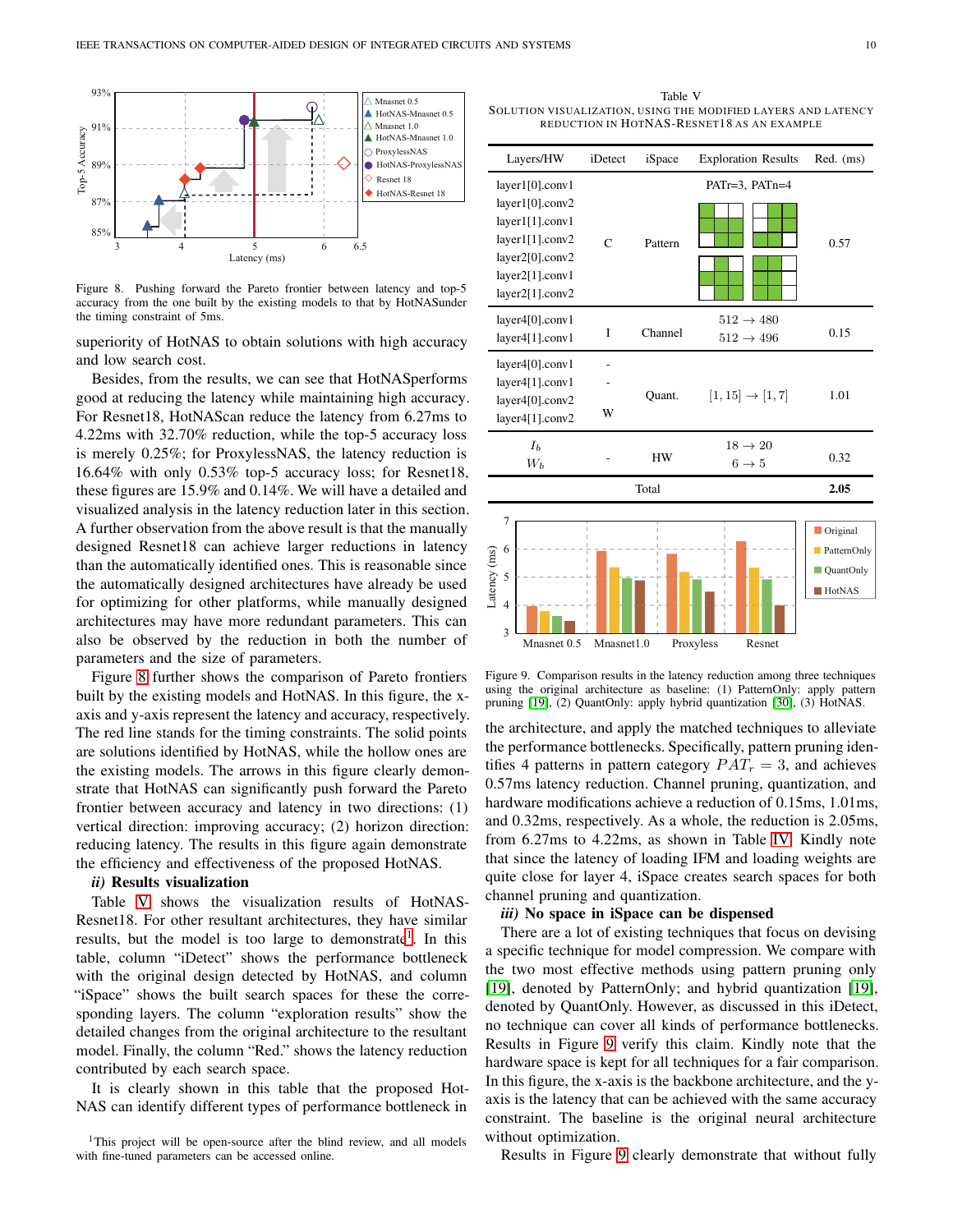Figure 8. Pushing forward the Pareto frontier between latency and top-5 accuracy from the one built by the existing models to that by HotNASunder the timing constraint of 5ms.

superiority of HotNAS to obtain solutions with high accuracy and low search cost.

Besides, from the results, we can see that HotNASperforms good at reducing the latency while maintaining high accuracy. For Resnet18, HotNAScan reduce the latency from 6.27ms to 4.22ms with 32.70% reduction, while the top-5 accuracy loss is merely 0.25%; for ProxylessNAS, the latency reduction is 16.64% with only 0.53% top-5 accuracy loss; for Resnet18, these figures are 15.9% and 0.14%. We will have a detailed and visualized analysis in the latency reduction later in this section. A further observation from the above result is that the manually designed Resnet18 can achieve larger reductions in latency than the automatically identified ones. This is reasonable since the automatically designed architectures have already be used for optimizing for other platforms, while manually designed architectures may have more redundant parameters. This can also be observed by the reduction in both the number of parameters and the size of parameters.

Figure 8 further shows the comparison of Pareto frontiers built by the existing models and HotNAS. In this figure, the x-axis and y-axis represent the latency and accuracy, respectively. The red line stands for the timing constraints. The solid points are solutions identified by HotNAS, while the hollow ones are the existing models. The arrows in this figure clearly demonstrate that HotNAS can significantly push forward the Pareto frontier between accuracy and latency in two directions: (1) vertical direction: improving accuracy; (2) horizon direction: reducing latency. The results in this figure again demonstrate the efficiency and effectiveness of the proposed HotNAS.

***ii)* Results visualization**

Table V shows the visualization results of HotNAS-Resnet18. For other resultant architectures, they have similar results, but the model is too large to demonstrate[1]. In this table, column "iDetect" shows the performance bottleneck with the original design detected by HotNAS, and column "iSpace" shows the built search spaces for the corresponding layers. The column "exploration results" show the detailed changes from the original architecture to the resultant model. Finally, the column "Red." shows the latency reduction contributed by each search space.

It is clearly shown in this table that the proposed HotNAS can identify different types of performance bottleneck in the architecture, and apply the matched techniques to alleviate the performance bottlenecks. Specifically, pattern pruning identifies 4 patterns in pattern category $PAT_r = 3$, and achieves 0.57ms latency reduction. Channel pruning, quantization, and hardware modifications achieve a reduction of 0.15ms, 1.01ms, and 0.32ms, respectively. As a whole, the reduction is 2.05ms, from 6.27ms to 4.22ms, as shown in Table IV. Kindly note that since the latency of loading IFM and loading weights are quite close for layer 4, iSpace creates search spaces for both channel pruning and quantization.

Table V
SOLUTION VISUALIZATION, USING THE MODIFIED LAYERS AND LATENCY REDUCTION IN HOTNAS-RESNET18 AS AN EXAMPLE

| Layers/HW | iDetect | iSpace | Exploration Results | Red. (ms) |
|---|---|---|---|---|
| layer1[0].conv1<br>layer1[0].conv2<br>layer1[1].conv1<br>layer1[1].conv2<br>layer2[0].conv2<br>layer2[1].conv1<br>layer2[1].conv2 | C | Pattern | PATr=3, PATn=4 | 0.57 |
| layer4[0].conv1<br>layer4[1].conv1 | I | Channel | $512 \rightarrow 480$<br>$512 \rightarrow 496$ | 0.15 |
| layer4[0].conv1<br>layer4[1].conv1<br>layer4[0].conv2<br>layer4[1].conv2 | -<br>-<br>W | Quant. | $[1, 15] \rightarrow [1, 7]$ | 1.01 |
| $I_b$<br>$W_b$ | - | HW | $18 \rightarrow 20$<br>$6 \rightarrow 5$ | 0.32 |
| Total | | | | **2.05** |

Figure 9. Comparison results in the latency reduction among three techniques using the original architecture as baseline: (1) PatternOnly: apply pattern pruning [19], (2) QuantOnly: apply hybrid quantization [30], (3) HotNAS.

***iii)* No space in iSpace can be dispensed**

There are a lot of existing techniques that focus on devising a specific technique for model compression. We compare with the two most effective methods using pattern pruning only [19], denoted by PatternOnly; and hybrid quantization [19], denoted by QuantOnly. However, as discussed in this iDetect, no technique can cover all kinds of performance bottlenecks. Results in Figure 9 verify this claim. Kindly note that the hardware space is kept for all techniques for a fair comparison. In this figure, the x-axis is the backbone architecture, and the y-axis is the latency that can be achieved with the same accuracy constraint. The baseline is the original neural architecture without optimization.

Results in Figure 9 clearly demonstrate that without fully

[1]This project will be open-source after the blind review, and all models with fine-tuned parameters can be accessed online.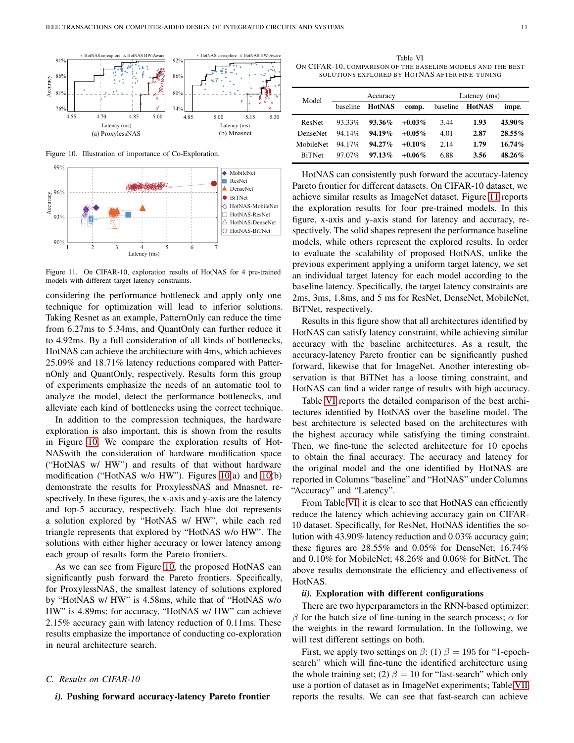Figure 10. Illustration of importance of Co-Exploration.

Figure 11. On CIFAR-10, exploration results of HotNAS for 4 pre-trained models with different target latency constraints.

considering the performance bottleneck and apply only one technique for optimization will lead to inferior solutions. Taking Resnet as an example, PatternOnly can reduce the time from 6.27ms to 5.34ms, and QuantOnly can further reduce it to 4.92ms. By a full consideration of all kinds of bottlenecks, HotNAS can achieve the architecture with 4ms, which achieves 25.09% and 18.71% latency reductions compared with PatternOnly and QuantOnly, respectively. Results form this group of experiments emphasize the needs of an automatic tool to analyze the model, detect the performance bottlenecks, and alleviate each kind of bottlenecks using the correct technique.

In addition to the compression techniques, the hardware exploration is also important, this is shown from the results in Figure 10. We compare the exploration results of HotNASwith the consideration of hardware modification space ("HotNAS w/ HW") and results of that without hardware modification ("HotNAS w/o HW"). Figures 10(a) and 10(b) demonstrate the results for ProxylessNAS and Mnasnet, respectively. In these figures, the x-axis and y-axis are the latency and top-5 accuracy, respectively. Each blue dot represents a solution explored by "HotNAS w/ HW", while each red triangle represents that explored by "HotNAS w/o HW". The solutions with either higher accuracy or lower latency among each group of results form the Pareto frontiers.

As we can see from Figure 10, the proposed HotNAS can significantly push forward the Pareto frontiers. Specifically, for ProxylessNAS, the smallest latency of solutions explored by "HotNAS w/ HW" is 4.58ms, while that of "HotNAS w/o HW" is 4.89ms; for accuracy, "HotNAS w/ HW" can achieve 2.15% accuracy gain with latency reduction of 0.11ms. These results emphasize the importance of conducting co-exploration in neural architecture search.

## C. Results on CIFAR-10

### *i).* Pushing forward accuracy-latency Pareto frontier

Table VI

On CIFAR-10, comparison of the baseline models and the best solutions explored by HotNAS after fine-tuning

| Model | Accuracy | | | Latency (ms) | | |
|---|---|---|---|---|---|---|
| | baseline | **HotNAS** | **comp.** | baseline | **HotNAS** | **impr.** |
| ResNet | 93.33% | **93.36%** | **+0.03%** | 3.44 | **1.93** | **43.90%** |
| DenseNet | 94.14% | **94.19%** | **+0.05%** | 4.01 | **2.87** | **28.55%** |
| MobileNet | 94.17% | **94.27%** | **+0.10%** | 2.14 | **1.79** | **16.74%** |
| BiTNet | 97.07% | **97.13%** | **+0.06%** | 6.88 | **3.56** | **48.26%** |

HotNAS can consistently push forward the accuracy-latency Pareto frontier for different datasets. On CIFAR-10 dataset, we achieve similar results as ImageNet dataset. Figure 11 reports the exploration results for four pre-trained models. In this figure, x-axis and y-axis stand for latency and accuracy, respectively. The solid shapes represent the performance baseline models, while others represent the explored results. In order to evaluate the scalability of proposed HotNAS, unlike the previous experiment applying a uniform target latency, we set an individual target latency for each model according to the baseline latency. Specifically, the target latency constraints are 2ms, 3ms, 1.8ms, and 5 ms for ResNet, DenseNet, MobileNet, BiTNet, respectively.

Results in this figure show that all architectures identified by HotNAS can satisfy latency constraint, while achieving similar accuracy with the baseline architectures. As a result, the accuracy-latency Pareto frontier can be significantly pushed forward, likewise that for ImageNet. Another interesting observation is that BiTNet has a loose timing constraint, and HotNAS can find a wider range of results with high accuracy.

Table VI reports the detailed comparison of the best architectures identified by HotNAS over the baseline model. The best architecture is selected based on the architectures with the highest accuracy while satisfying the timing constraint. Then, we fine-tune the selected architecture for 10 epochs to obtain the final accuracy. The accuracy and latency for the original model and the one identified by HotNAS are reported in Columns "baseline" and "HotNAS" under Columns "Accuracy" and "Latency".

From Table VI, it is clear to see that HotNAS can efficiently reduce the latency which achieving accuracy gain on CIFAR-10 dataset. Specifically, for ResNet, HotNAS identifies the solution with 43.90% latency reduction and 0.03% accuracy gain; these figures are 28.55% and 0.05% for DenseNet; 16.74% and 0.10% for MobileNet; 48.26% and 0.06% for BitNet. The above results demonstrate the efficiency and effectiveness of HotNAS.

### *ii).* Exploration with different configurations

There are two hyperparameters in the RNN-based optimizer: $\beta$ for the batch size of fine-tuning in the search process; $\alpha$ for the weights in the reward formulation. In the following, we will test different settings on both.

First, we apply two settings on $\beta$: (1) $\beta = 195$ for "1-epoch-search" which will fine-tune the identified architecture using the whole training set; (2) $\beta = 10$ for "fast-search" which only use a portion of dataset as in ImageNet experiments; Table VII reports the results. We can see that fast-search can achieve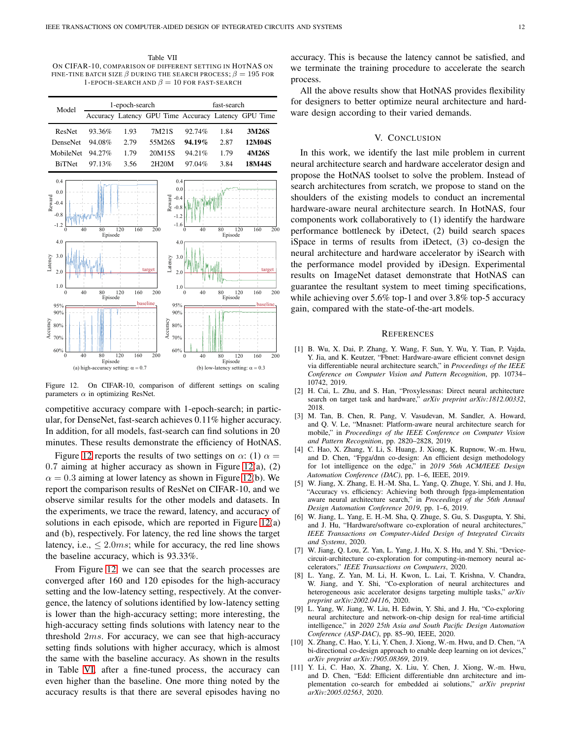Table VII
ON CIFAR-10, COMPARISON OF DIFFERENT SETTING IN HOTNAS ON FINE-TINE BATCH SIZE $\beta$ DURING THE SEARCH PROCESS; $\beta = 195$ FOR 1-EPOCH-SEARCH AND $\beta = 10$ FOR FAST-SEARCH

| Model | 1-epoch-search | | | fast-search | | |
|---|---|---|---|---|---|---|
| | Accuracy | Latency | GPU Time | Accuracy | Latency | GPU Time |
| ResNet | 93.36% | 1.93 | 7M21S | 92.74% | 1.84 | **3M26S** |
| DenseNet | 94.08% | 2.79 | 55M26S | **94.19%** | 2.87 | **12M04S** |
| MobileNet | 94.27% | 1.79 | 20M15S | 94.21% | 1.79 | **4M26S** |
| BiTNet | 97.13% | 3.56 | 2H20M | 97.04% | 3.84 | **18M44S** |

(a) high-accuracy setting: $\alpha = 0.7$ (b) low-latency setting: $\alpha = 0.3$

Figure 12. On CIFAR-10, comparison of different settings on scaling parameters $\alpha$ in optimizing ResNet.

competitive accuracy compare with 1-epoch-search; in particular, for DenseNet, fast-search achieves 0.11% higher accuracy. In addition, for all models, fast-search can find solutions in 20 minutes. These results demonstrate the efficiency of HotNAS.

Figure 12 reports the results of two settings on $\alpha$: (1) $\alpha = 0.7$ aiming at higher accuracy as shown in Figure 12(a), (2) $\alpha = 0.3$ aiming at lower latency as shown in Figure 12(b). We report the comparison results of ResNet on CIFAR-10, and we observe similar results for the other models and datasets. In the experiments, we trace the reward, latency, and accuracy of solutions in each episode, which are reported in Figure 12(a) and (b), respectively. For latency, the red line shows the target latency, i.e., $\leq 2.0ms$; while for accuracy, the red line shows the baseline accuracy, which is 93.33%.

From Figure 12, we can see that the search processes are converged after 160 and 120 episodes for the high-accuracy setting and the low-latency setting, respectively. At the convergence, the latency of solutions identified by low-latency setting is lower than the high-accuracy setting; more interesting, the high-accuracy setting finds solutions with latency near to the threshold $2ms$. For accuracy, we can see that high-accuracy setting finds solutions with higher accuracy, which is almost the same with the baseline accuracy. As shown in the results in Table VI, after a fine-tuned process, the accuracy can even higher than the baseline. One more thing noted by the accuracy results is that there are several episodes having no accuracy. This is because the latency cannot be satisfied, and we terminate the training procedure to accelerate the search process.

All the above results show that HotNAS provides flexibility for designers to better optimize neural architecture and hardware design according to their varied demands.

## V. Conclusion

In this work, we identify the last mile problem in current neural architecture search and hardware accelerator design and propose the HotNAS toolset to solve the problem. Instead of search architectures from scratch, we propose to stand on the shoulders of the existing models to conduct an incremental hardware-aware neural architecture search. In HotNAS, four components work collaboratively to (1) identify the hardware performance bottleneck by iDetect, (2) build search spaces iSpace in terms of results from iDetect, (3) co-design the neural architecture and hardware accelerator by iSearch with the performance model provided by iDesign. Experimental results on ImageNet dataset demonstrate that HotNAS can guarantee the resultant system to meet timing specifications, while achieving over 5.6% top-1 and over 3.8% top-5 accuracy gain, compared with the state-of-the-art models.

## References

[1] B. Wu, X. Dai, P. Zhang, Y. Wang, F. Sun, Y. Wu, Y. Tian, P. Vajda, Y. Jia, and K. Keutzer, "Fbnet: Hardware-aware efficient convnet design via differentiable neural architecture search," in *Proceedings of the IEEE Conference on Computer Vision and Pattern Recognition*, pp. 10734–10742, 2019.

[2] H. Cai, L. Zhu, and S. Han, "Proxylessnas: Direct neural architecture search on target task and hardware," *arXiv preprint arXiv:1812.00332*, 2018.

[3] M. Tan, B. Chen, R. Pang, V. Vasudevan, M. Sandler, A. Howard, and Q. V. Le, "Mnasnet: Platform-aware neural architecture search for mobile," in *Proceedings of the IEEE Conference on Computer Vision and Pattern Recognition*, pp. 2820–2828, 2019.

[4] C. Hao, X. Zhang, Y. Li, S. Huang, J. Xiong, K. Rupnow, W.-m. Hwu, and D. Chen, "Fpga/dnn co-design: An efficient design methodology for 1ot intelligence on the edge," in *2019 56th ACM/IEEE Design Automation Conference (DAC)*, pp. 1–6, IEEE, 2019.

[5] W. Jiang, X. Zhang, E. H.-M. Sha, L. Yang, Q. Zhuge, Y. Shi, and J. Hu, "Accuracy vs. efficiency: Achieving both through fpga-implementation aware neural architecture search," in *Proceedings of the 56th Annual Design Automation Conference 2019*, pp. 1–6, 2019.

[6] W. Jiang, L. Yang, E. H.-M. Sha, Q. Zhuge, S. Gu, S. Dasgupta, Y. Shi, and J. Hu, "Hardware/software co-exploration of neural architectures," *IEEE Transactions on Computer-Aided Design of Integrated Circuits and Systems*, 2020.

[7] W. Jiang, Q. Lou, Z. Yan, L. Yang, J. Hu, X. S. Hu, and Y. Shi, "Device-circuit-architecture co-exploration for computing-in-memory neural accelerators," *IEEE Transactions on Computers*, 2020.

[8] L. Yang, Z. Yan, M. Li, H. Kwon, L. Lai, T. Krishna, V. Chandra, W. Jiang, and Y. Shi, "Co-exploration of neural architectures and heterogeneous asic accelerator designs targeting multiple tasks," *arXiv preprint arXiv:2002.04116*, 2020.

[9] L. Yang, W. Jiang, W. Liu, H. Edwin, Y. Shi, and J. Hu, "Co-exploring neural architecture and network-on-chip design for real-time artificial intelligence," in *2020 25th Asia and South Pacific Design Automation Conference (ASP-DAC)*, pp. 85–90, IEEE, 2020.

[10] X. Zhang, C. Hao, Y. Li, Y. Chen, J. Xiong, W.-m. Hwu, and D. Chen, "A bi-directional co-design approach to enable deep learning on iot devices," *arXiv preprint arXiv:1905.08369*, 2019.

[11] Y. Li, C. Hao, X. Zhang, X. Liu, Y. Chen, J. Xiong, W.-m. Hwu, and D. Chen, "Edd: Efficient differentiable dnn architecture and implementation co-search for embedded ai solutions," *arXiv preprint arXiv:2005.02563*, 2020.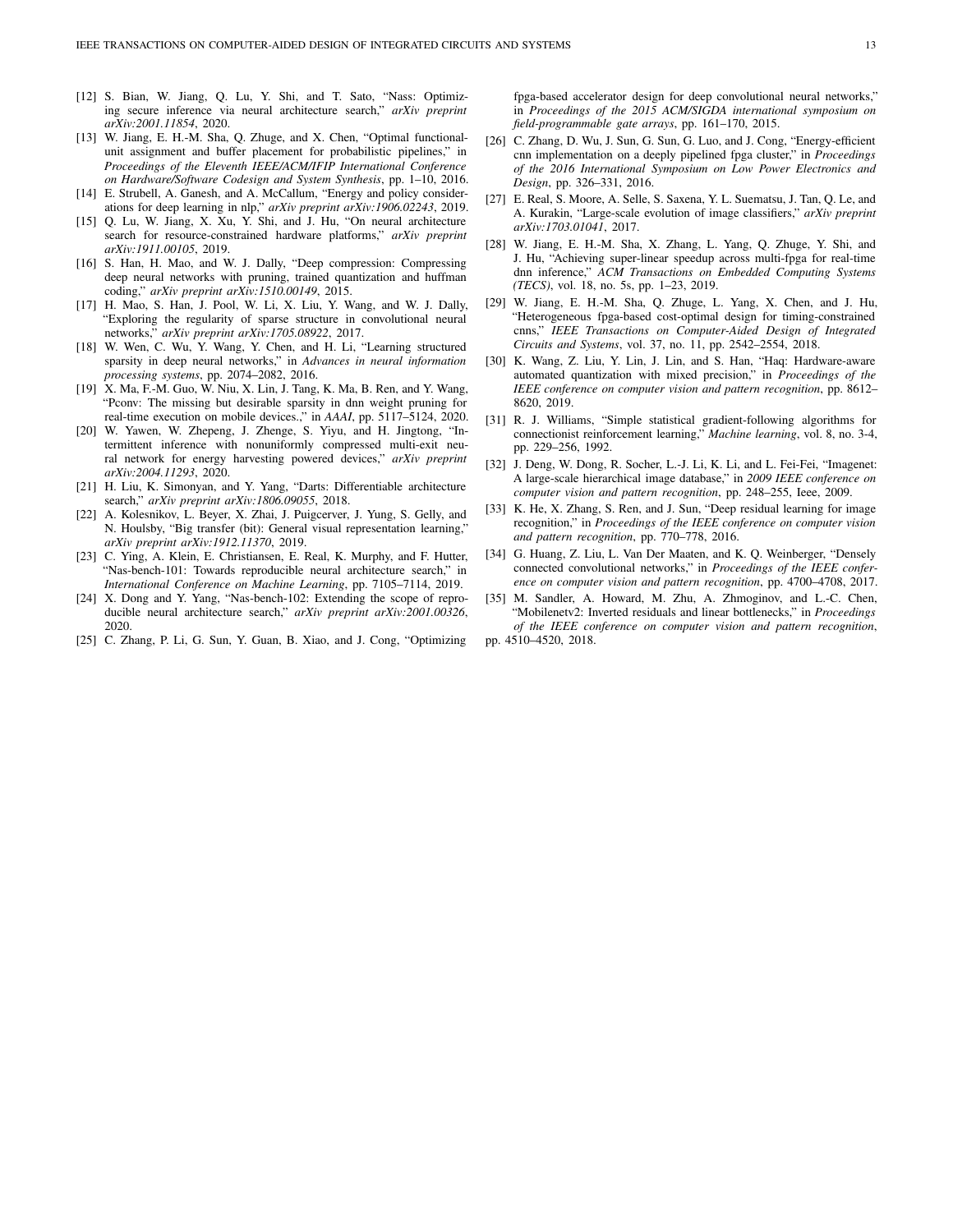[12] S. Bian, W. Jiang, Q. Lu, Y. Shi, and T. Sato, "Nass: Optimizing secure inference via neural architecture search," *arXiv preprint arXiv:2001.11854*, 2020.

[13] W. Jiang, E. H.-M. Sha, Q. Zhuge, and X. Chen, "Optimal functional-unit assignment and buffer placement for probabilistic pipelines," in *Proceedings of the Eleventh IEEE/ACM/IFIP International Conference on Hardware/Software Codesign and System Synthesis*, pp. 1–10, 2016.

[14] E. Strubell, A. Ganesh, and A. McCallum, "Energy and policy considerations for deep learning in nlp," *arXiv preprint arXiv:1906.02243*, 2019.

[15] Q. Lu, W. Jiang, X. Xu, Y. Shi, and J. Hu, "On neural architecture search for resource-constrained hardware platforms," *arXiv preprint arXiv:1911.00105*, 2019.

[16] S. Han, H. Mao, and W. J. Dally, "Deep compression: Compressing deep neural networks with pruning, trained quantization and huffman coding," *arXiv preprint arXiv:1510.00149*, 2015.

[17] H. Mao, S. Han, J. Pool, W. Li, X. Liu, Y. Wang, and W. J. Dally, "Exploring the regularity of sparse structure in convolutional neural networks," *arXiv preprint arXiv:1705.08922*, 2017.

[18] W. Wen, C. Wu, Y. Wang, Y. Chen, and H. Li, "Learning structured sparsity in deep neural networks," in *Advances in neural information processing systems*, pp. 2074–2082, 2016.

[19] X. Ma, F.-M. Guo, W. Niu, X. Lin, J. Tang, K. Ma, B. Ren, and Y. Wang, "Pconv: The missing but desirable sparsity in dnn weight pruning for real-time execution on mobile devices.," in *AAAI*, pp. 5117–5124, 2020.

[20] W. Yawen, W. Zhepeng, J. Zhenge, S. Yiyu, and H. Jingtong, "Intermittent inference with nonuniformly compressed multi-exit neural network for energy harvesting powered devices," *arXiv preprint arXiv:2004.11293*, 2020.

[21] H. Liu, K. Simonyan, and Y. Yang, "Darts: Differentiable architecture search," *arXiv preprint arXiv:1806.09055*, 2018.

[22] A. Kolesnikov, L. Beyer, X. Zhai, J. Puigcerver, J. Yung, S. Gelly, and N. Houlsby, "Big transfer (bit): General visual representation learning," *arXiv preprint arXiv:1912.11370*, 2019.

[23] C. Ying, A. Klein, E. Christiansen, E. Real, K. Murphy, and F. Hutter, "Nas-bench-101: Towards reproducible neural architecture search," in *International Conference on Machine Learning*, pp. 7105–7114, 2019.

[24] X. Dong and Y. Yang, "Nas-bench-102: Extending the scope of reproducible neural architecture search," *arXiv preprint arXiv:2001.00326*, 2020.

[25] C. Zhang, P. Li, G. Sun, Y. Guan, B. Xiao, and J. Cong, "Optimizing fpga-based accelerator design for deep convolutional neural networks," in *Proceedings of the 2015 ACM/SIGDA international symposium on field-programmable gate arrays*, pp. 161–170, 2015.

[26] C. Zhang, D. Wu, J. Sun, G. Sun, G. Luo, and J. Cong, "Energy-efficient cnn implementation on a deeply pipelined fpga cluster," in *Proceedings of the 2016 International Symposium on Low Power Electronics and Design*, pp. 326–331, 2016.

[27] E. Real, S. Moore, A. Selle, S. Saxena, Y. L. Suematsu, J. Tan, Q. Le, and A. Kurakin, "Large-scale evolution of image classifiers," *arXiv preprint arXiv:1703.01041*, 2017.

[28] W. Jiang, E. H.-M. Sha, X. Zhang, L. Yang, Q. Zhuge, Y. Shi, and J. Hu, "Achieving super-linear speedup across multi-fpga for real-time dnn inference," *ACM Transactions on Embedded Computing Systems (TECS)*, vol. 18, no. 5s, pp. 1–23, 2019.

[29] W. Jiang, E. H.-M. Sha, Q. Zhuge, L. Yang, X. Chen, and J. Hu, "Heterogeneous fpga-based cost-optimal design for timing-constrained cnns," *IEEE Transactions on Computer-Aided Design of Integrated Circuits and Systems*, vol. 37, no. 11, pp. 2542–2554, 2018.

[30] K. Wang, Z. Liu, Y. Lin, J. Lin, and S. Han, "Haq: Hardware-aware automated quantization with mixed precision," in *Proceedings of the IEEE conference on computer vision and pattern recognition*, pp. 8612–8620, 2019.

[31] R. J. Williams, "Simple statistical gradient-following algorithms for connectionist reinforcement learning," *Machine learning*, vol. 8, no. 3-4, pp. 229–256, 1992.

[32] J. Deng, W. Dong, R. Socher, L.-J. Li, K. Li, and L. Fei-Fei, "Imagenet: A large-scale hierarchical image database," in *2009 IEEE conference on computer vision and pattern recognition*, pp. 248–255, Ieee, 2009.

[33] K. He, X. Zhang, S. Ren, and J. Sun, "Deep residual learning for image recognition," in *Proceedings of the IEEE conference on computer vision and pattern recognition*, pp. 770–778, 2016.

[34] G. Huang, Z. Liu, L. Van Der Maaten, and K. Q. Weinberger, "Densely connected convolutional networks," in *Proceedings of the IEEE conference on computer vision and pattern recognition*, pp. 4700–4708, 2017.

[35] M. Sandler, A. Howard, M. Zhu, A. Zhmoginov, and L.-C. Chen, "Mobilenetv2: Inverted residuals and linear bottlenecks," in *Proceedings of the IEEE conference on computer vision and pattern recognition*, pp. 4510–4520, 2018.